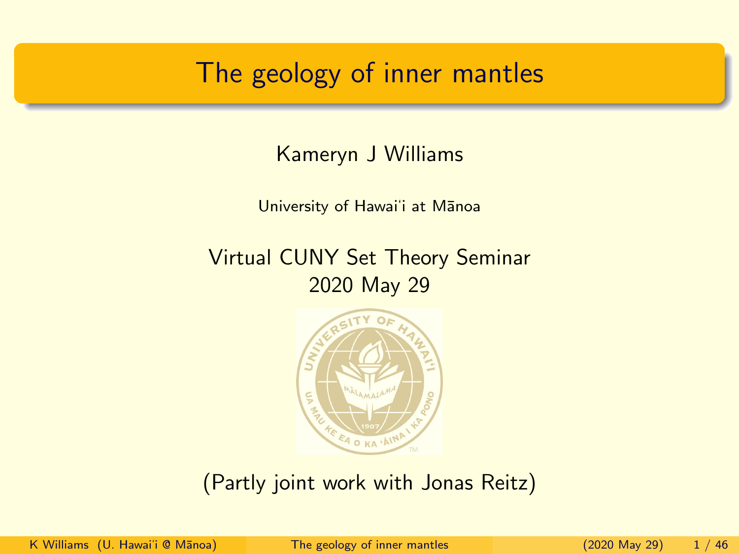# The geology of inner mantles

Kameryn J Williams

University of Hawaiʻi at Mānoa

Virtual CUNY Set Theory Seminar
2020 May 29

(Partly joint work with Jonas Reitz)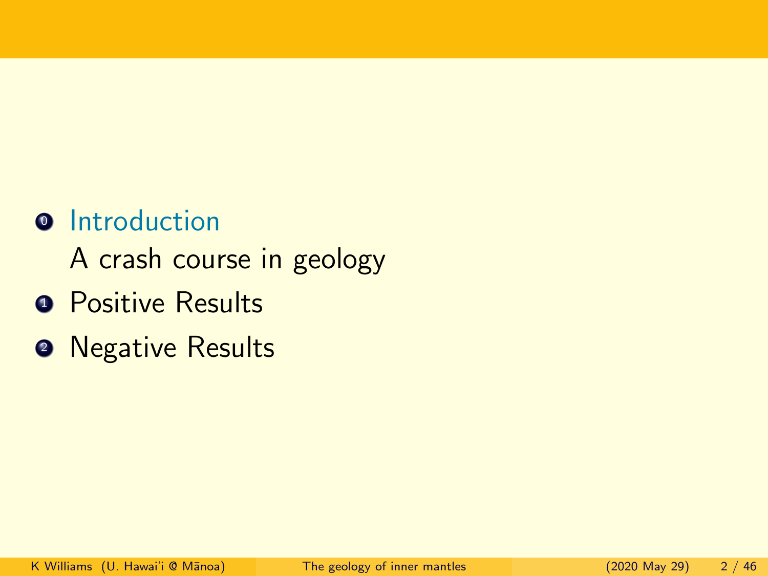0. Introduction
   A crash course in geology
1. Positive Results
2. Negative Results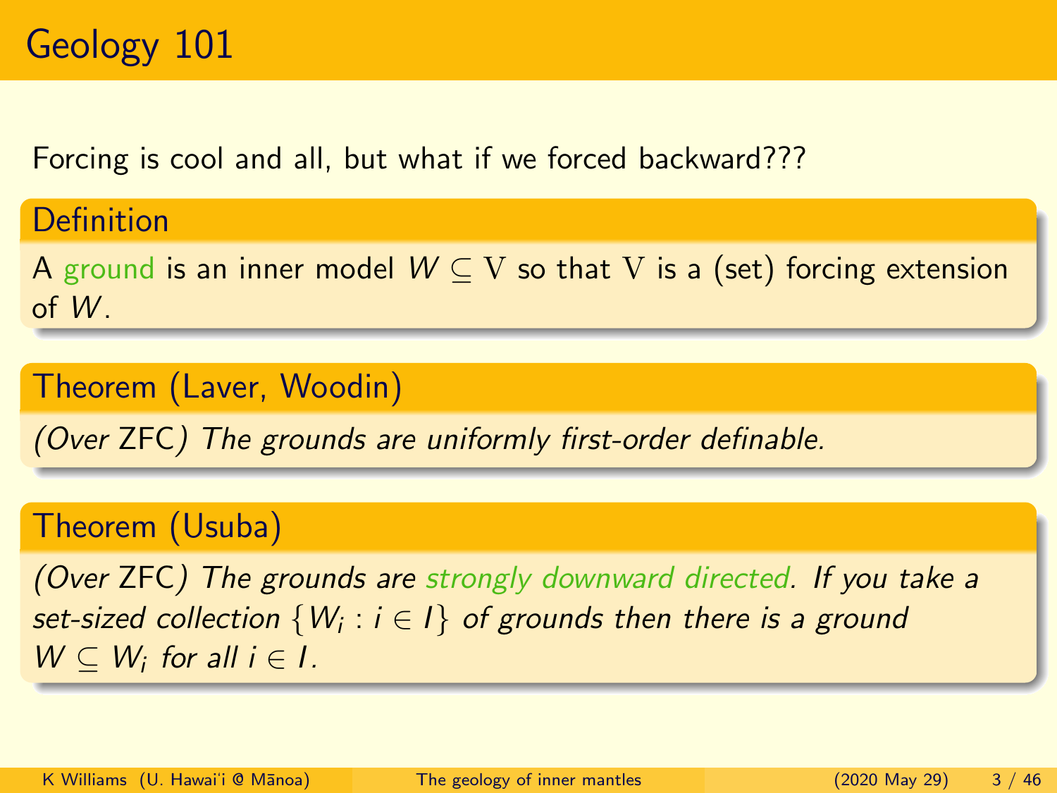# Geology 101

Forcing is cool and all, but what if we forced backward???

**Definition**

A ground is an inner model $W \subseteq \mathrm{V}$ so that $\mathrm{V}$ is a (set) forcing extension of $W$.

**Theorem (Laver, Woodin)**

*(Over* ZFC*) The grounds are uniformly first-order definable.*

**Theorem (Usuba)**

*(Over* ZFC*) The grounds are strongly downward directed. If you take a set-sized collection $\{W_i : i \in I\}$ of grounds then there is a ground $W \subseteq W_i$ for all $i \in I$.*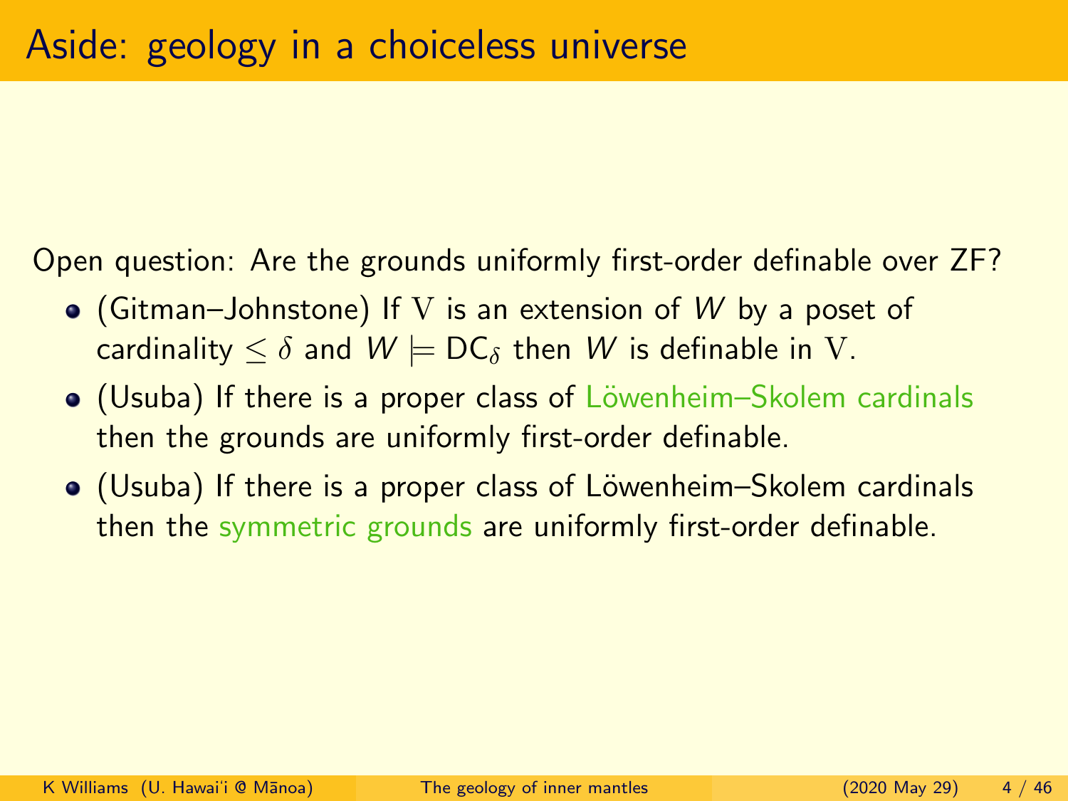# Aside: geology in a choiceless universe

Open question: Are the grounds uniformly first-order definable over ZF?

- (Gitman–Johnstone) If $\mathrm{V}$ is an extension of $W$ by a poset of cardinality $\leq \delta$ and $W \models \mathsf{DC}_\delta$ then $W$ is definable in $\mathrm{V}$.
- (Usuba) If there is a proper class of Löwenheim–Skolem cardinals then the grounds are uniformly first-order definable.
- (Usuba) If there is a proper class of Löwenheim–Skolem cardinals then the symmetric grounds are uniformly first-order definable.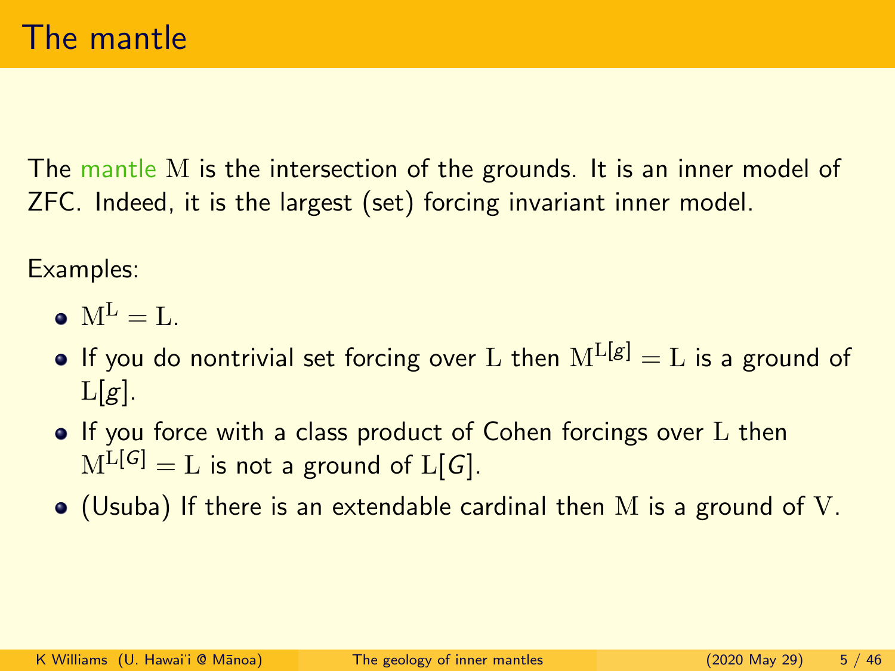# The mantle

The mantle $\mathrm{M}$ is the intersection of the grounds. It is an inner model of ZFC. Indeed, it is the largest (set) forcing invariant inner model.

Examples:

- $\mathrm{M}^{\mathrm{L}} = \mathrm{L}$.
- If you do nontrivial set forcing over $\mathrm{L}$ then $\mathrm{M}^{\mathrm{L}[g]} = \mathrm{L}$ is a ground of $\mathrm{L}[g]$.
- If you force with a class product of Cohen forcings over $\mathrm{L}$ then $\mathrm{M}^{\mathrm{L}[G]} = \mathrm{L}$ is not a ground of $\mathrm{L}[G]$.
- (Usuba) If there is an extendable cardinal then $\mathrm{M}$ is a ground of $\mathrm{V}$.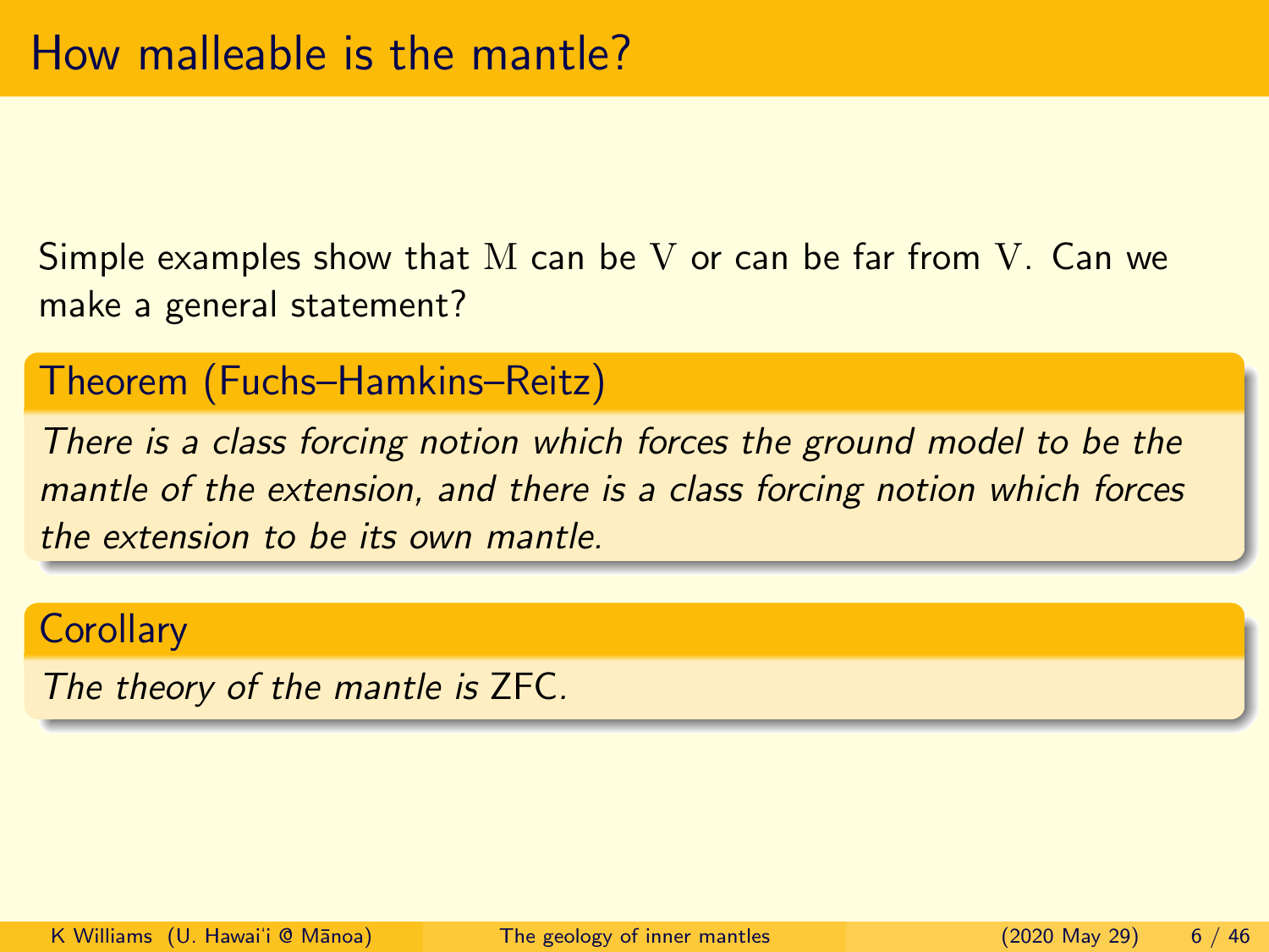# How malleable is the mantle?

Simple examples show that $\mathrm{M}$ can be $\mathrm{V}$ or can be far from $\mathrm{V}$. Can we make a general statement?

**Theorem (Fuchs–Hamkins–Reitz)**

*There is a class forcing notion which forces the ground model to be the mantle of the extension, and there is a class forcing notion which forces the extension to be its own mantle.*

**Corollary**

*The theory of the mantle is* ZFC*.*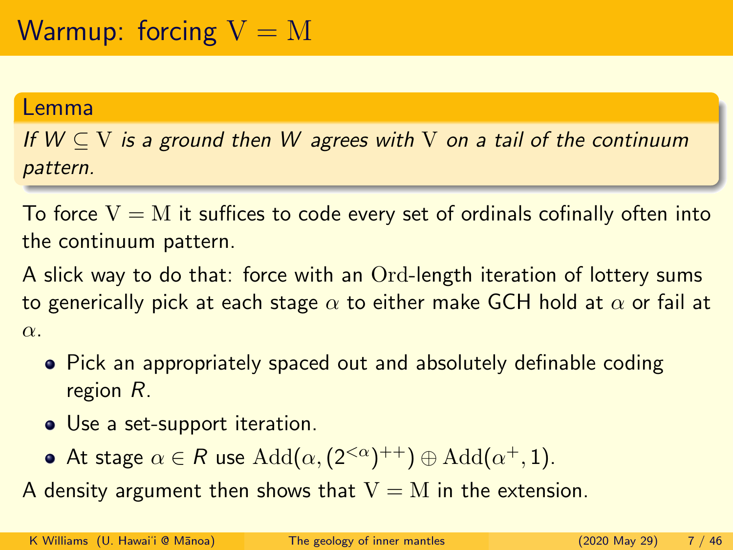# Warmup: forcing $\mathrm{V} = \mathrm{M}$

**Lemma**

*If $W \subseteq \mathrm{V}$ is a ground then $W$ agrees with $\mathrm{V}$ on a tail of the continuum pattern.*

To force $\mathrm{V} = \mathrm{M}$ it suffices to code every set of ordinals cofinally often into the continuum pattern.

A slick way to do that: force with an $\mathrm{Ord}$-length iteration of lottery sums to generically pick at each stage $\alpha$ to either make GCH hold at $\alpha$ or fail at $\alpha$.

- Pick an appropriately spaced out and absolutely definable coding region $R$.
- Use a set-support iteration.
- At stage $\alpha \in R$ use $\mathrm{Add}(\alpha, (2^{<\alpha})^{++}) \oplus \mathrm{Add}(\alpha^+, 1)$.

A density argument then shows that $\mathrm{V} = \mathrm{M}$ in the extension.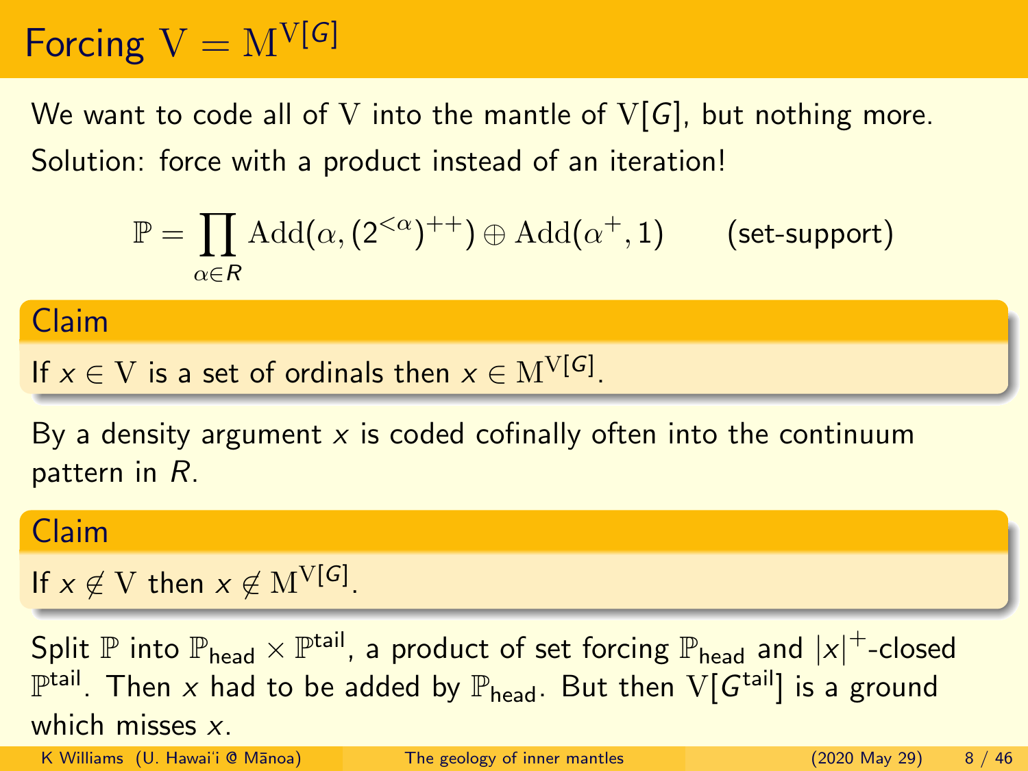# Forcing $\mathrm{V} = \mathrm{M}^{\mathrm{V}[G]}$

We want to code all of $\mathrm{V}$ into the mantle of $\mathrm{V}[G]$, but nothing more.

Solution: force with a product instead of an iteration!

$$\mathbb{P} = \prod_{\alpha \in R} \mathrm{Add}(\alpha, (2^{<\alpha})^{++}) \oplus \mathrm{Add}(\alpha^+, 1) \qquad \text{(set-support)}$$

**Claim**

If $x \in \mathrm{V}$ is a set of ordinals then $x \in \mathrm{M}^{\mathrm{V}[G]}$.

By a density argument $x$ is coded cofinally often into the continuum pattern in $R$.

**Claim**

If $x \notin \mathrm{V}$ then $x \notin \mathrm{M}^{\mathrm{V}[G]}$.

Split $\mathbb{P}$ into $\mathbb{P}_{\text{head}} \times \mathbb{P}^{\text{tail}}$, a product of set forcing $\mathbb{P}_{\text{head}}$ and $|x|^+$-closed $\mathbb{P}^{\text{tail}}$. Then $x$ had to be added by $\mathbb{P}_{\text{head}}$. But then $\mathrm{V}[G^{\text{tail}}]$ is a ground which misses $x$.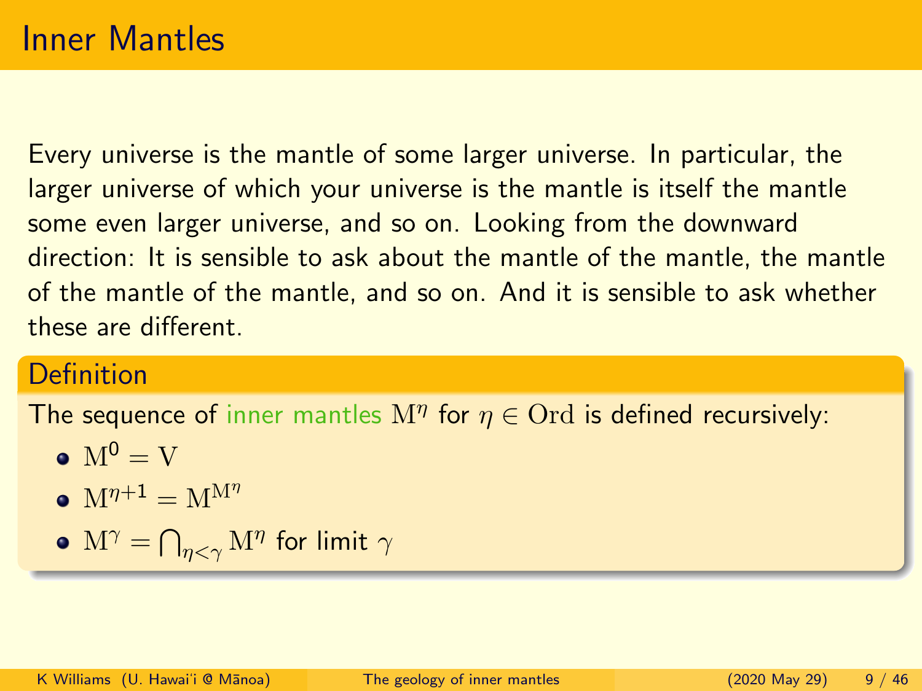# Inner Mantles

Every universe is the mantle of some larger universe. In particular, the larger universe of which your universe is the mantle is itself the mantle some even larger universe, and so on. Looking from the downward direction: It is sensible to ask about the mantle of the mantle, the mantle of the mantle of the mantle, and so on. And it is sensible to ask whether these are different.

## Definition

The sequence of inner mantles $\mathrm{M}^\eta$ for $\eta \in \mathrm{Ord}$ is defined recursively:

- $\mathrm{M}^0 = \mathrm{V}$
- $\mathrm{M}^{\eta+1} = \mathrm{M}^{\mathrm{M}^\eta}$
- $\mathrm{M}^\gamma = \bigcap_{\eta<\gamma} \mathrm{M}^\eta$ for limit $\gamma$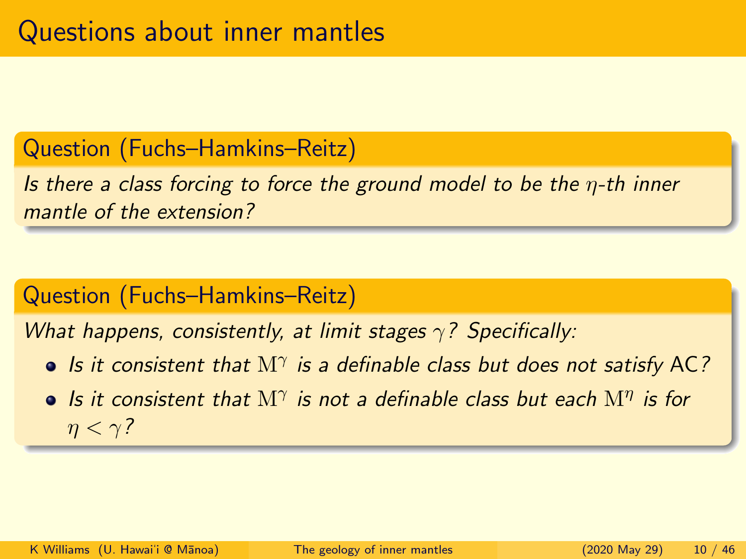# Questions about inner mantles

**Question (Fuchs–Hamkins–Reitz)**

*Is there a class forcing to force the ground model to be the $\eta$-th inner mantle of the extension?*

**Question (Fuchs–Hamkins–Reitz)**

*What happens, consistently, at limit stages $\gamma$? Specifically:*

- *Is it consistent that $\mathrm{M}^\gamma$ is a definable class but does not satisfy AC?*
- *Is it consistent that $\mathrm{M}^\gamma$ is not a definable class but each $\mathrm{M}^\eta$ is for $\eta < \gamma$?*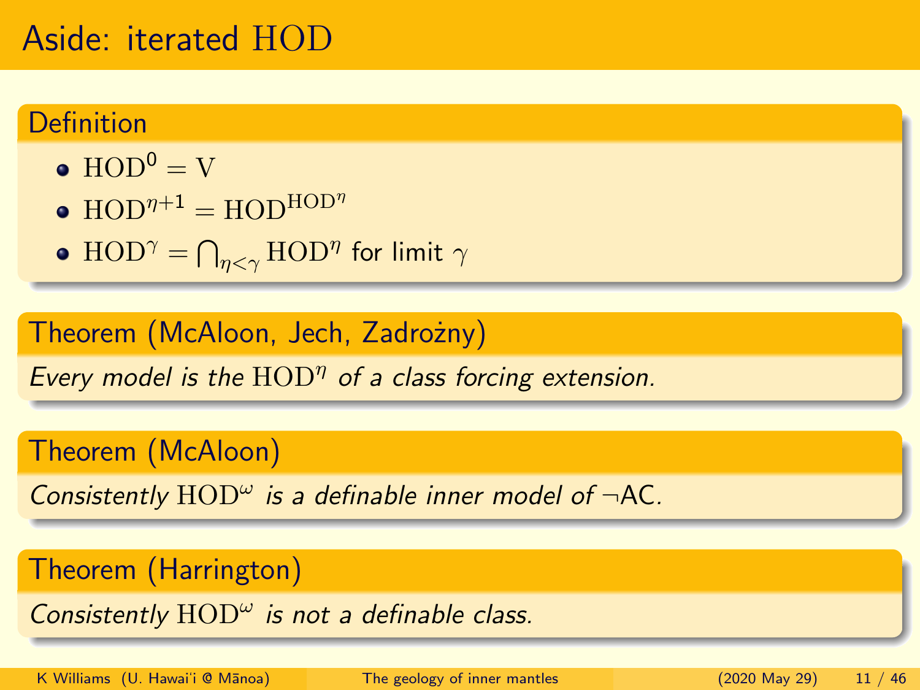# Aside: iterated HOD

## Definition

- $\mathrm{HOD}^0 = \mathrm{V}$
- $\mathrm{HOD}^{\eta+1} = \mathrm{HOD}^{\mathrm{HOD}^\eta}$
- $\mathrm{HOD}^\gamma = \bigcap_{\eta<\gamma} \mathrm{HOD}^\eta$ for limit $\gamma$

## Theorem (McAloon, Jech, Zadrożny)

*Every model is the $\mathrm{HOD}^\eta$ of a class forcing extension.*

## Theorem (McAloon)

*Consistently $\mathrm{HOD}^\omega$ is a definable inner model of $\neg$AC.*

## Theorem (Harrington)

*Consistently $\mathrm{HOD}^\omega$ is not a definable class.*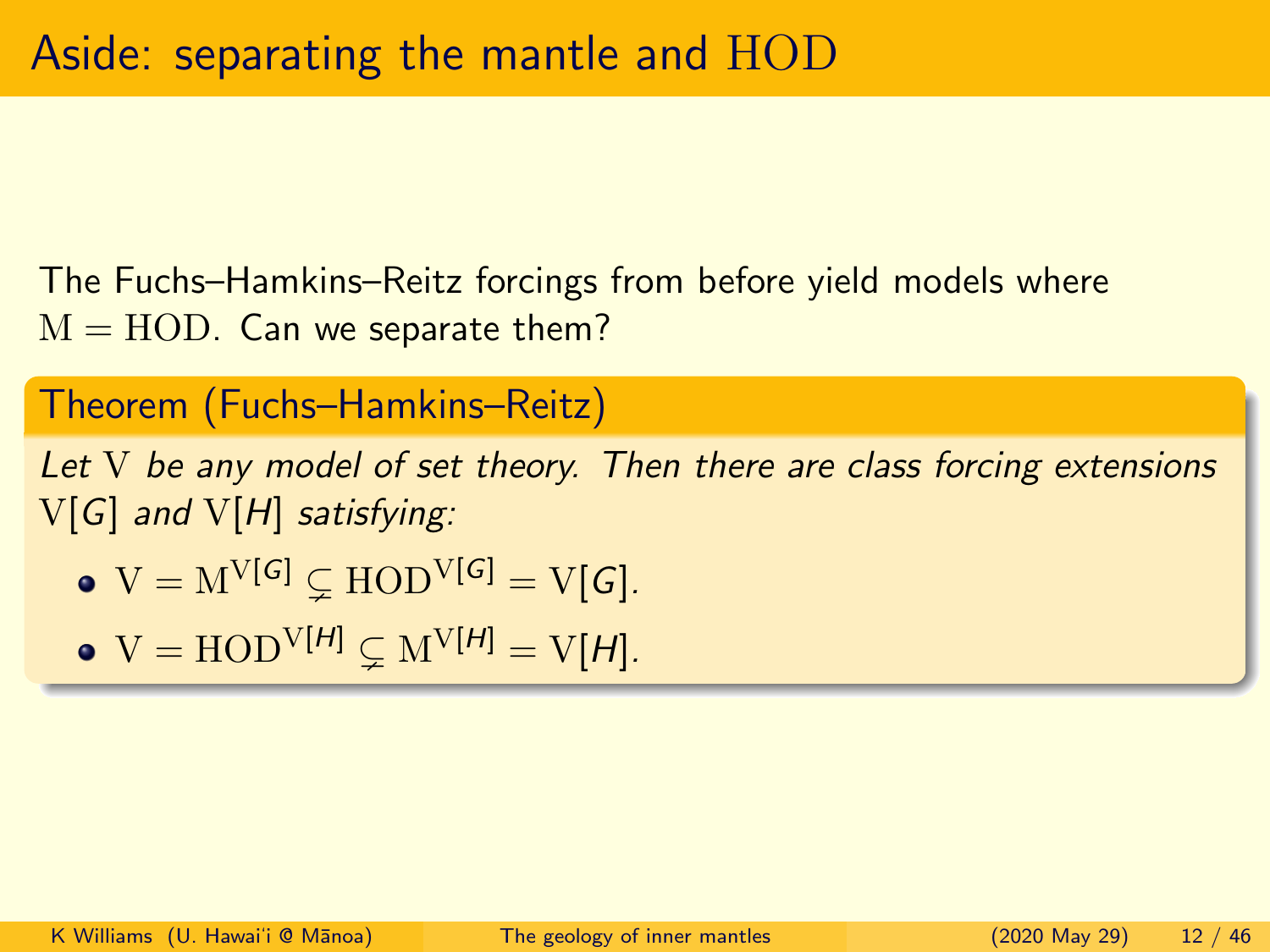# Aside: separating the mantle and $\mathrm{HOD}$

The Fuchs–Hamkins–Reitz forcings from before yield models where $\mathrm{M} = \mathrm{HOD}$. Can we separate them?

**Theorem (Fuchs–Hamkins–Reitz)**

*Let $\mathrm{V}$ be any model of set theory. Then there are class forcing extensions $\mathrm{V}[G]$ and $\mathrm{V}[H]$ satisfying:*

- $\mathrm{V} = \mathrm{M}^{\mathrm{V}[G]} \subsetneq \mathrm{HOD}^{\mathrm{V}[G]} = \mathrm{V}[G]$.
- $\mathrm{V} = \mathrm{HOD}^{\mathrm{V}[H]} \subsetneq \mathrm{M}^{\mathrm{V}[H]} = \mathrm{V}[H]$.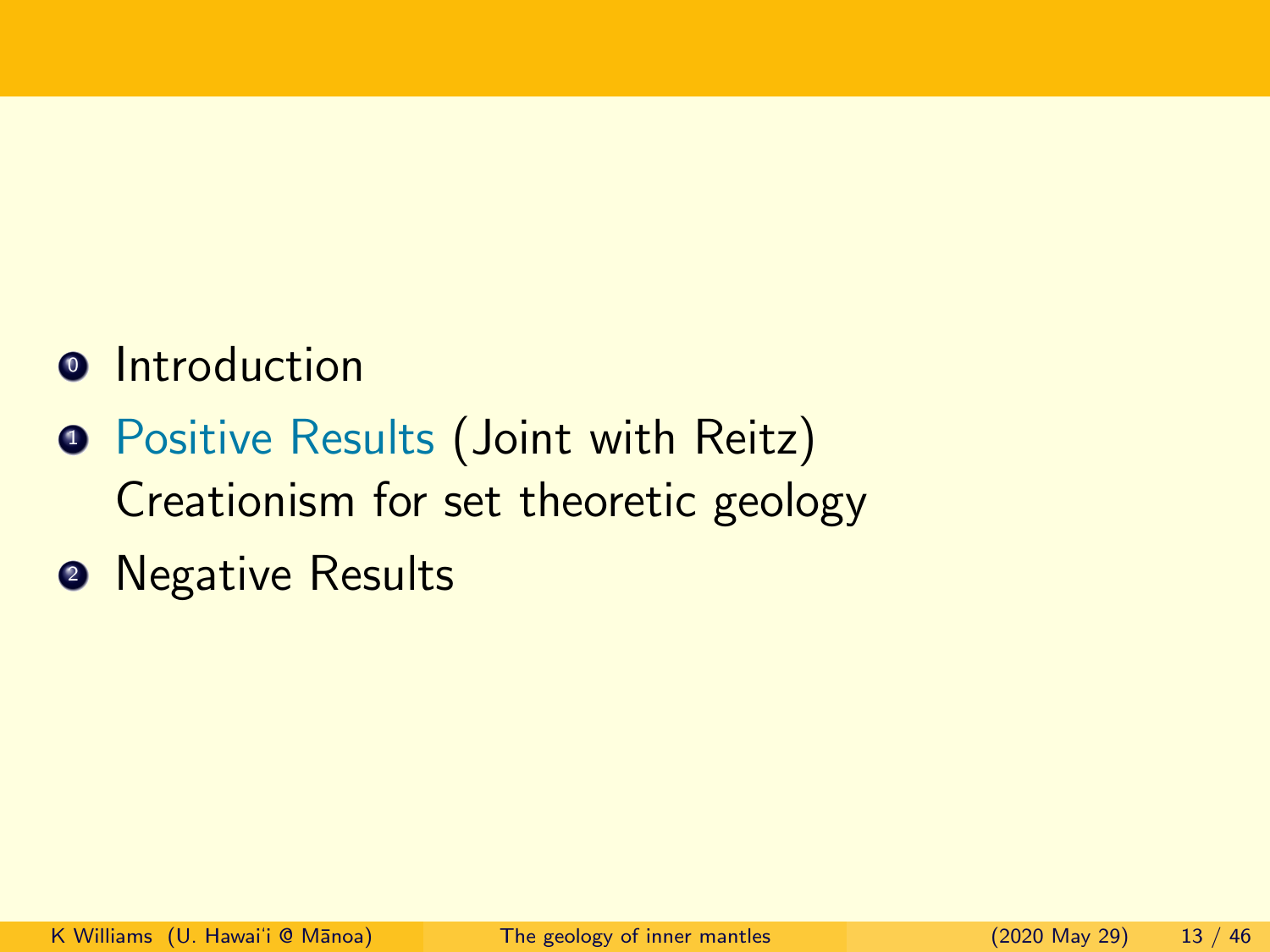0. Introduction
1. Positive Results (Joint with Reitz)
   Creationism for set theoretic geology
2. Negative Results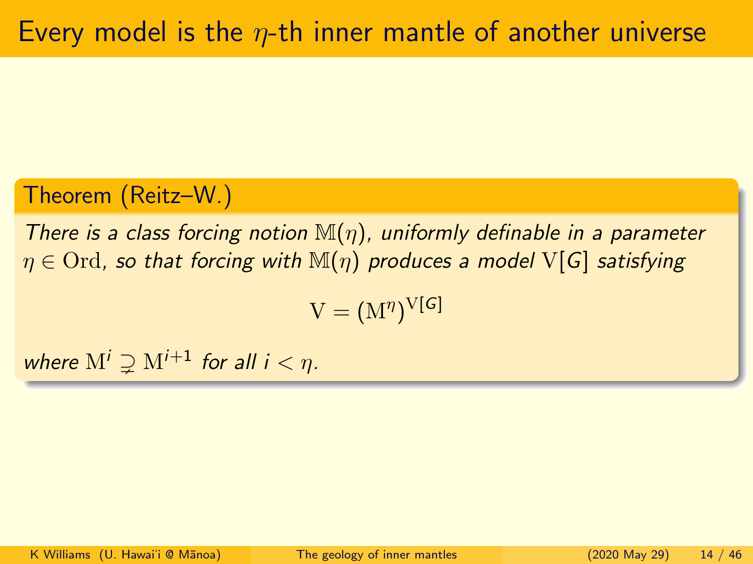# Every model is the $\eta$-th inner mantle of another universe

**Theorem (Reitz–W.)**

*There is a class forcing notion $\mathbb{M}(\eta)$, uniformly definable in a parameter $\eta \in \mathrm{Ord}$, so that forcing with $\mathbb{M}(\eta)$ produces a model $\mathrm{V}[G]$ satisfying*

$$\mathrm{V} = (\mathrm{M}^\eta)^{\mathrm{V}[G]}$$

*where $\mathrm{M}^i \supsetneq \mathrm{M}^{i+1}$ for all $i < \eta$.*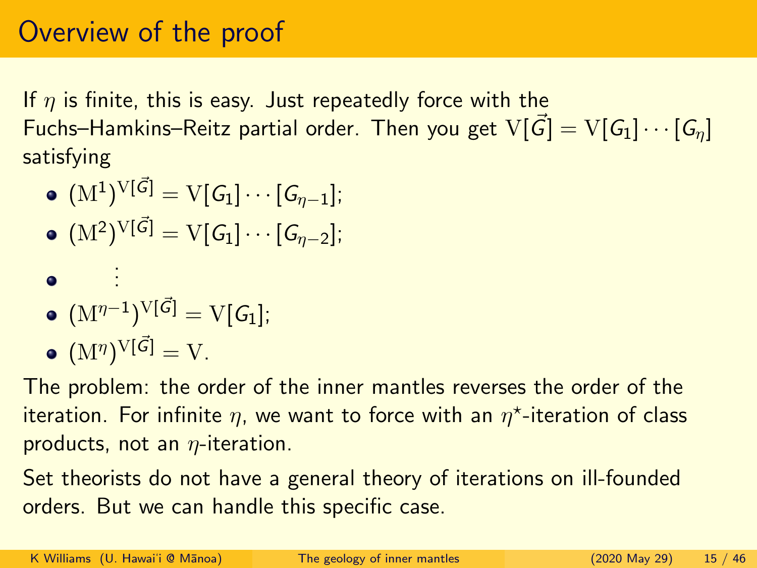# Overview of the proof

If $\eta$ is finite, this is easy. Just repeatedly force with the Fuchs–Hamkins–Reitz partial order. Then you get $\mathrm{V}[\vec{G}] = \mathrm{V}[G_1] \cdots [G_\eta]$ satisfying

- $(\mathrm{M}^1)^{\mathrm{V}[\vec{G}]} = \mathrm{V}[G_1] \cdots [G_{\eta-1}]$;
- $(\mathrm{M}^2)^{\mathrm{V}[\vec{G}]} = \mathrm{V}[G_1] \cdots [G_{\eta-2}]$;
- $\vdots$
- $(\mathrm{M}^{\eta-1})^{\mathrm{V}[\vec{G}]} = \mathrm{V}[G_1]$;
- $(\mathrm{M}^\eta)^{\mathrm{V}[\vec{G}]} = \mathrm{V}$.

The problem: the order of the inner mantles reverses the order of the iteration. For infinite $\eta$, we want to force with an $\eta^\star$-iteration of class products, not an $\eta$-iteration.

Set theorists do not have a general theory of iterations on ill-founded orders. But we can handle this specific case.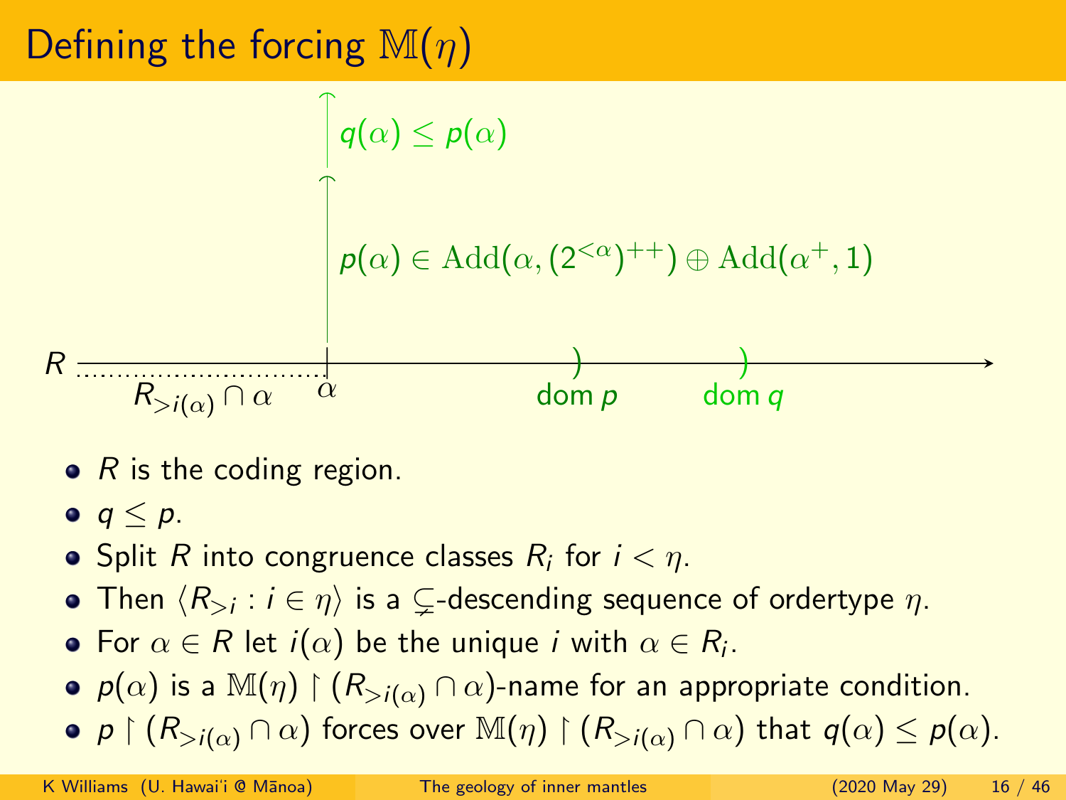# Defining the forcing $\mathbb{M}(\eta)$

$q(\alpha) \leq p(\alpha)$

$p(\alpha) \in \mathrm{Add}(\alpha, (2^{<\alpha})^{++}) \oplus \mathrm{Add}(\alpha^+, 1)$

$R$ — $R_{>i(\alpha)} \cap \alpha$ — $\alpha$ — dom $p$ — dom $q$

- $R$ is the coding region.
- $q \leq p$.
- Split $R$ into congruence classes $R_i$ for $i < \eta$.
- Then $\langle R_{>i} : i \in \eta \rangle$ is a $\subsetneq$-descending sequence of ordertype $\eta$.
- For $\alpha \in R$ let $i(\alpha)$ be the unique $i$ with $\alpha \in R_i$.
- $p(\alpha)$ is a $\mathbb{M}(\eta) \restriction (R_{>i(\alpha)} \cap \alpha)$-name for an appropriate condition.
- $p \restriction (R_{>i(\alpha)} \cap \alpha)$ forces over $\mathbb{M}(\eta) \restriction (R_{>i(\alpha)} \cap \alpha)$ that $q(\alpha) \leq p(\alpha)$.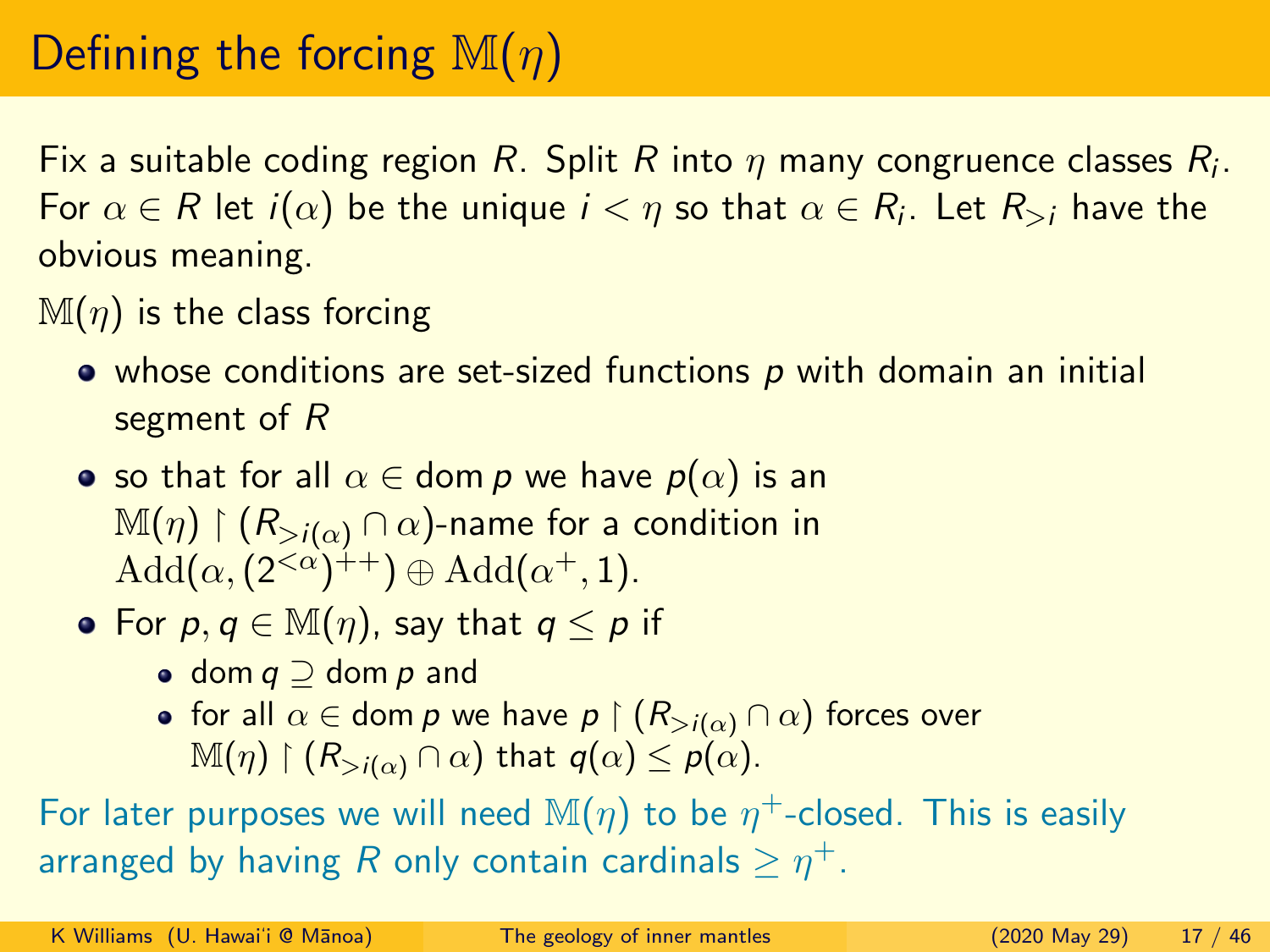# Defining the forcing $\mathbb{M}(\eta)$

Fix a suitable coding region $R$. Split $R$ into $\eta$ many congruence classes $R_i$. For $\alpha \in R$ let $i(\alpha)$ be the unique $i < \eta$ so that $\alpha \in R_i$. Let $R_{>i}$ have the obvious meaning.

$\mathbb{M}(\eta)$ is the class forcing

- whose conditions are set-sized functions $p$ with domain an initial segment of $R$
- so that for all $\alpha \in \operatorname{dom} p$ we have $p(\alpha)$ is an $\mathbb{M}(\eta) \upharpoonright (R_{>i(\alpha)} \cap \alpha)$-name for a condition in $\operatorname{Add}(\alpha, (2^{<\alpha})^{++}) \oplus \operatorname{Add}(\alpha^+, 1)$.
- For $p, q \in \mathbb{M}(\eta)$, say that $q \leq p$ if
  - $\operatorname{dom} q \supseteq \operatorname{dom} p$ and
  - for all $\alpha \in \operatorname{dom} p$ we have $p \upharpoonright (R_{>i(\alpha)} \cap \alpha)$ forces over $\mathbb{M}(\eta) \upharpoonright (R_{>i(\alpha)} \cap \alpha)$ that $q(\alpha) \leq p(\alpha)$.

For later purposes we will need $\mathbb{M}(\eta)$ to be $\eta^+$-closed. This is easily arranged by having $R$ only contain cardinals $\geq \eta^+$.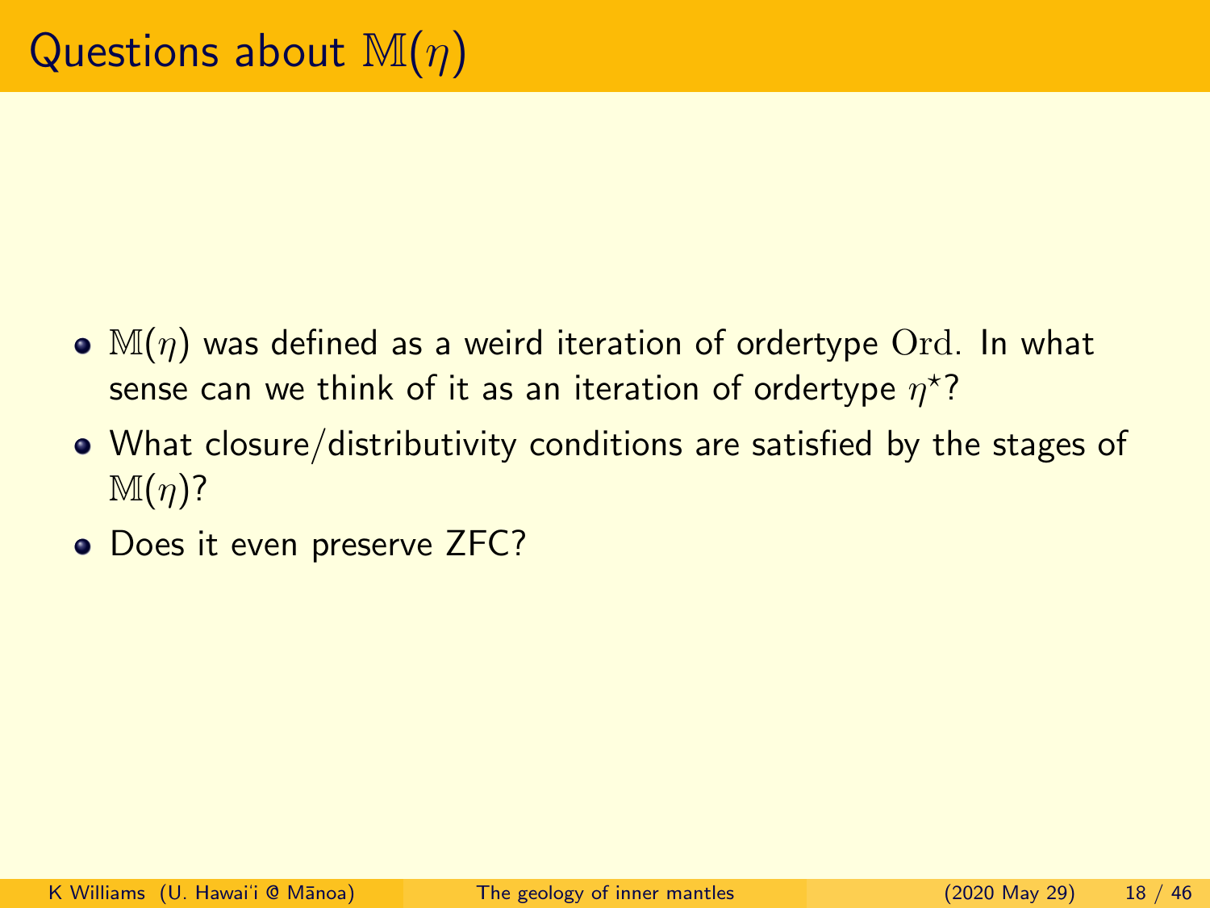# Questions about $\mathbb{M}(\eta)$

- $\mathbb{M}(\eta)$ was defined as a weird iteration of ordertype $\mathrm{Ord}$. In what sense can we think of it as an iteration of ordertype $\eta^\star$?
- What closure/distributivity conditions are satisfied by the stages of $\mathbb{M}(\eta)$?
- Does it even preserve ZFC?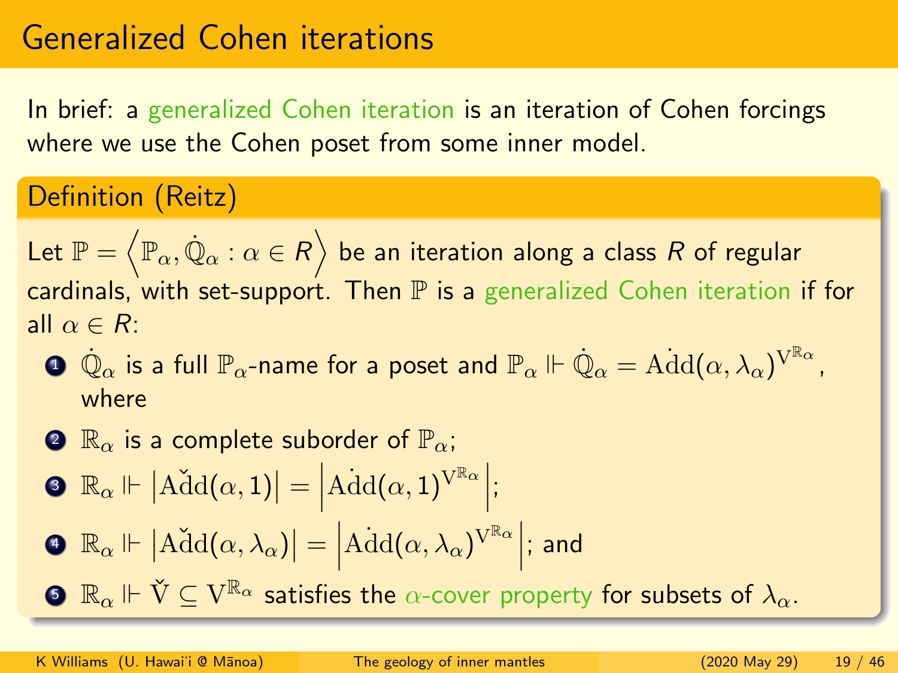# Generalized Cohen iterations

In brief: a generalized Cohen iteration is an iteration of Cohen forcings where we use the Cohen poset from some inner model.

## Definition (Reitz)

Let $\mathbb{P} = \left\langle \mathbb{P}_\alpha, \dot{\mathbb{Q}}_\alpha : \alpha \in R \right\rangle$ be an iteration along a class $R$ of regular cardinals, with set-support. Then $\mathbb{P}$ is a generalized Cohen iteration if for all $\alpha \in R$:

1. $\dot{\mathbb{Q}}_\alpha$ is a full $\mathbb{P}_\alpha$-name for a poset and $\mathbb{P}_\alpha \Vdash \dot{\mathbb{Q}}_\alpha = \dot{\mathrm{Add}}(\alpha, \lambda_\alpha)^{\mathrm{V}^{\mathbb{R}_\alpha}}$, where
2. $\mathbb{R}_\alpha$ is a complete suborder of $\mathbb{P}_\alpha$;
3. $\mathbb{R}_\alpha \Vdash \left|\check{\mathrm{Add}}(\alpha, 1)\right| = \left|\dot{\mathrm{Add}}(\alpha, 1)^{\mathrm{V}^{\mathbb{R}_\alpha}}\right|$;
4. $\mathbb{R}_\alpha \Vdash \left|\check{\mathrm{Add}}(\alpha, \lambda_\alpha)\right| = \left|\dot{\mathrm{Add}}(\alpha, \lambda_\alpha)^{\mathrm{V}^{\mathbb{R}_\alpha}}\right|$; and
5. $\mathbb{R}_\alpha \Vdash \check{\mathrm{V}} \subseteq \mathrm{V}^{\mathbb{R}_\alpha}$ satisfies the $\alpha$-cover property for subsets of $\lambda_\alpha$.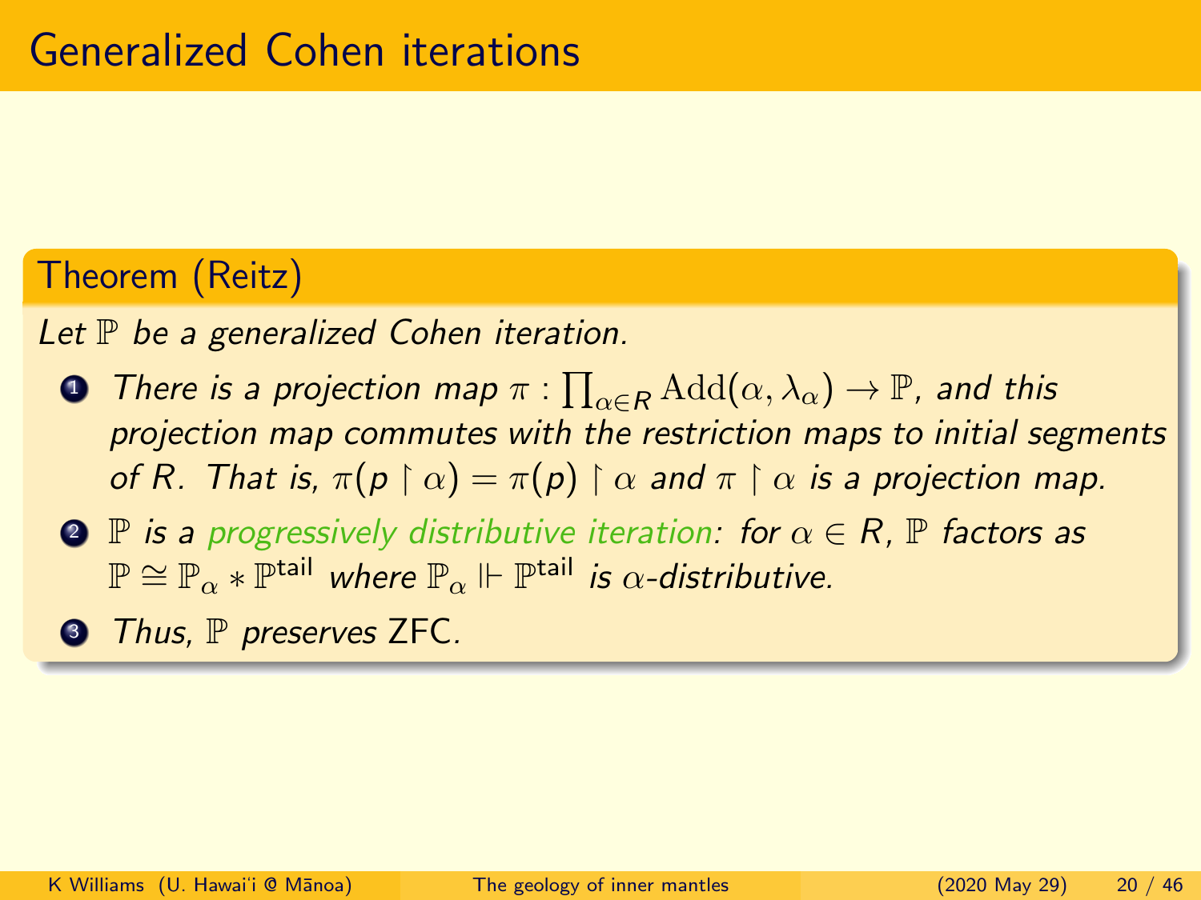# Generalized Cohen iterations

## Theorem (Reitz)

*Let $\mathbb{P}$ be a generalized Cohen iteration.*

1. *There is a projection map $\pi : \prod_{\alpha \in R} \mathrm{Add}(\alpha, \lambda_\alpha) \to \mathbb{P}$, and this projection map commutes with the restriction maps to initial segments of $R$. That is, $\pi(p \upharpoonright \alpha) = \pi(p) \upharpoonright \alpha$ and $\pi \upharpoonright \alpha$ is a projection map.*
2. *$\mathbb{P}$ is a progressively distributive iteration: for $\alpha \in R$, $\mathbb{P}$ factors as $\mathbb{P} \cong \mathbb{P}_\alpha * \mathbb{P}^{\mathsf{tail}}$ where $\mathbb{P}_\alpha \Vdash \mathbb{P}^{\mathsf{tail}}$ is $\alpha$-distributive.*
3. *Thus, $\mathbb{P}$ preserves* ZFC.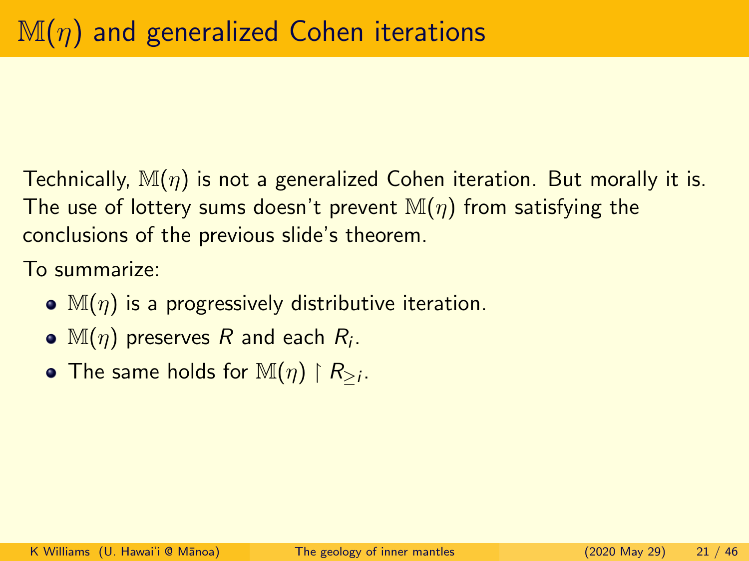# $\mathbb{M}(\eta)$ and generalized Cohen iterations

Technically, $\mathbb{M}(\eta)$ is not a generalized Cohen iteration. But morally it is. The use of lottery sums doesn't prevent $\mathbb{M}(\eta)$ from satisfying the conclusions of the previous slide's theorem.

To summarize:

- $\mathbb{M}(\eta)$ is a progressively distributive iteration.
- $\mathbb{M}(\eta)$ preserves $R$ and each $R_i$.
- The same holds for $\mathbb{M}(\eta) \upharpoonright R_{\geq i}$.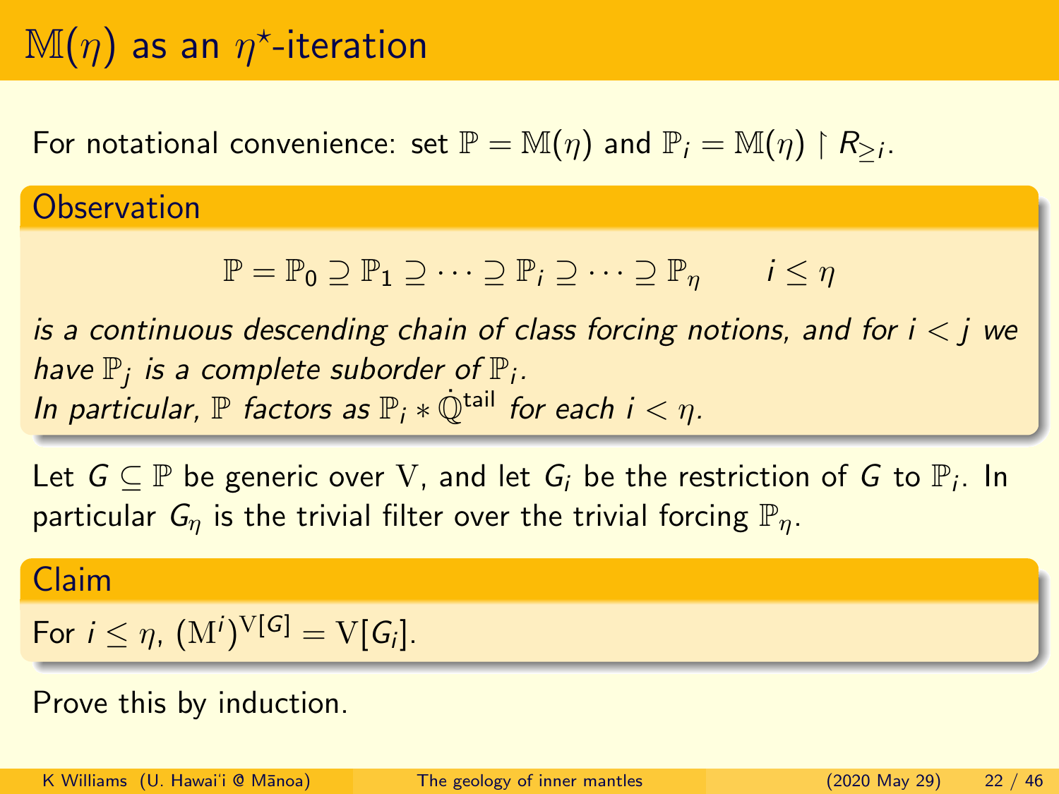# $\mathbb{M}(\eta)$ as an $\eta^\star$-iteration

For notational convenience: set $\mathbb{P} = \mathbb{M}(\eta)$ and $\mathbb{P}_i = \mathbb{M}(\eta) \upharpoonright R_{\geq i}$.

### Observation

$$\mathbb{P} = \mathbb{P}_0 \supseteq \mathbb{P}_1 \supseteq \cdots \supseteq \mathbb{P}_i \supseteq \cdots \supseteq \mathbb{P}_\eta \qquad i \leq \eta$$

*is a continuous descending chain of class forcing notions, and for $i < j$ we have $\mathbb{P}_j$ is a complete suborder of $\mathbb{P}_i$.*
*In particular, $\mathbb{P}$ factors as $\mathbb{P}_i * \dot{\mathbb{Q}}^{\text{tail}}$ for each $i < \eta$.*

Let $G \subseteq \mathbb{P}$ be generic over $\mathrm{V}$, and let $G_i$ be the restriction of $G$ to $\mathbb{P}_i$. In particular $G_\eta$ is the trivial filter over the trivial forcing $\mathbb{P}_\eta$.

### Claim

For $i \leq \eta$, $(\mathrm{M}^i)^{\mathrm{V}[G]} = \mathrm{V}[G_i]$.

Prove this by induction.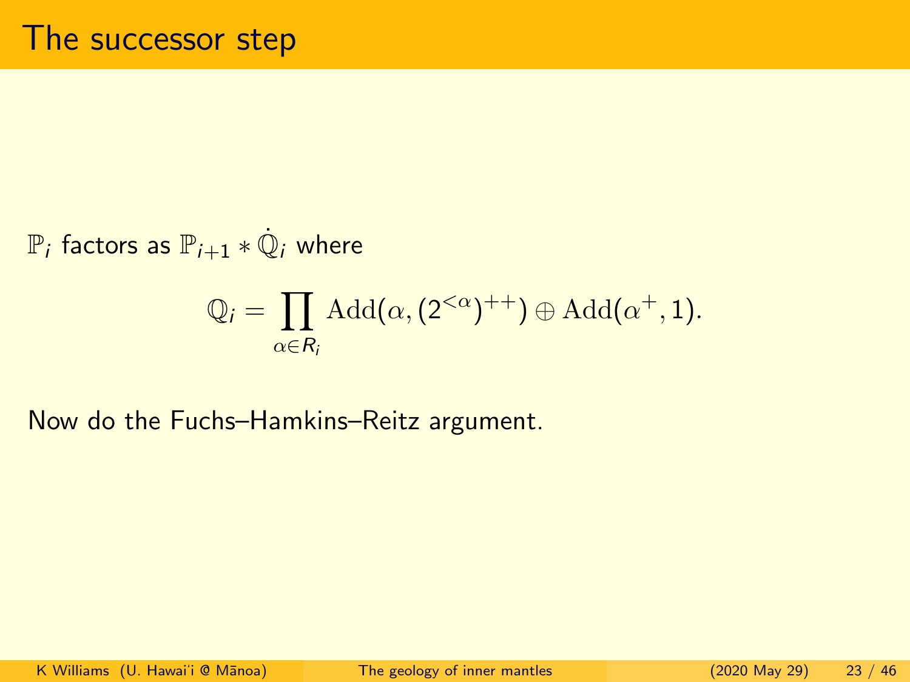# The successor step

$\mathbb{P}_i$ factors as $\mathbb{P}_{i+1} * \dot{\mathbb{Q}}_i$ where

$$\mathbb{Q}_i = \prod_{\alpha \in R_i} \mathrm{Add}(\alpha, (2^{<\alpha})^{++}) \oplus \mathrm{Add}(\alpha^+, 1).$$

Now do the Fuchs–Hamkins–Reitz argument.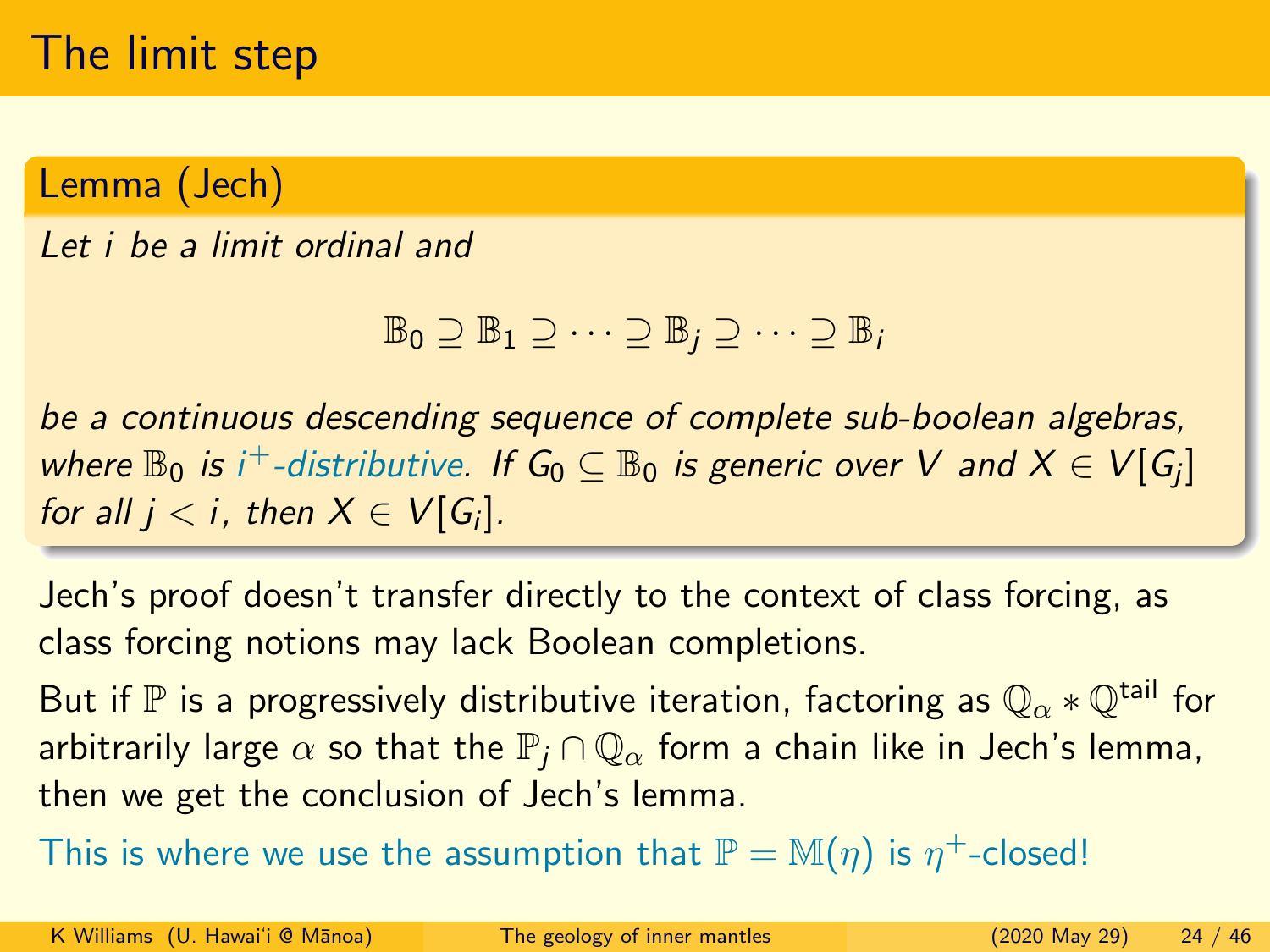# The limit step

**Lemma (Jech)**

*Let $i$ be a limit ordinal and*

$$\mathbb{B}_0 \supseteq \mathbb{B}_1 \supseteq \cdots \supseteq \mathbb{B}_j \supseteq \cdots \supseteq \mathbb{B}_i$$

*be a continuous descending sequence of complete sub-boolean algebras, where $\mathbb{B}_0$ is $i^+$-distributive. If $G_0 \subseteq \mathbb{B}_0$ is generic over $V$ and $X \in V[G_j]$ for all $j < i$, then $X \in V[G_i]$.*

Jech's proof doesn't transfer directly to the context of class forcing, as class forcing notions may lack Boolean completions.

But if $\mathbb{P}$ is a progressively distributive iteration, factoring as $\mathbb{Q}_\alpha * \mathbb{Q}^{\text{tail}}$ for arbitrarily large $\alpha$ so that the $\mathbb{P}_j \cap \mathbb{Q}_\alpha$ form a chain like in Jech's lemma, then we get the conclusion of Jech's lemma.

This is where we use the assumption that $\mathbb{P} = \mathbb{M}(\eta)$ is $\eta^+$-closed!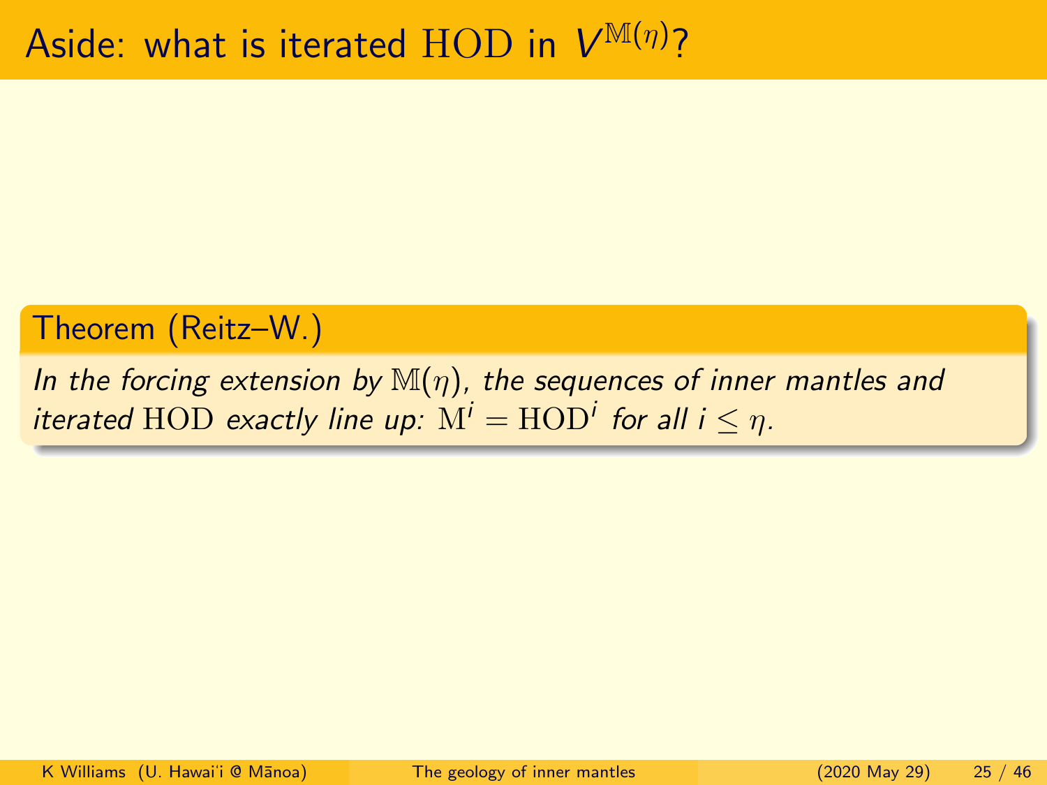# Aside: what is iterated $\mathrm{HOD}$ in $V^{\mathbb{M}(\eta)}$?

**Theorem (Reitz–W.)**

*In the forcing extension by $\mathbb{M}(\eta)$, the sequences of inner mantles and iterated $\mathrm{HOD}$ exactly line up: $\mathrm{M}^i = \mathrm{HOD}^i$ for all $i \leq \eta$.*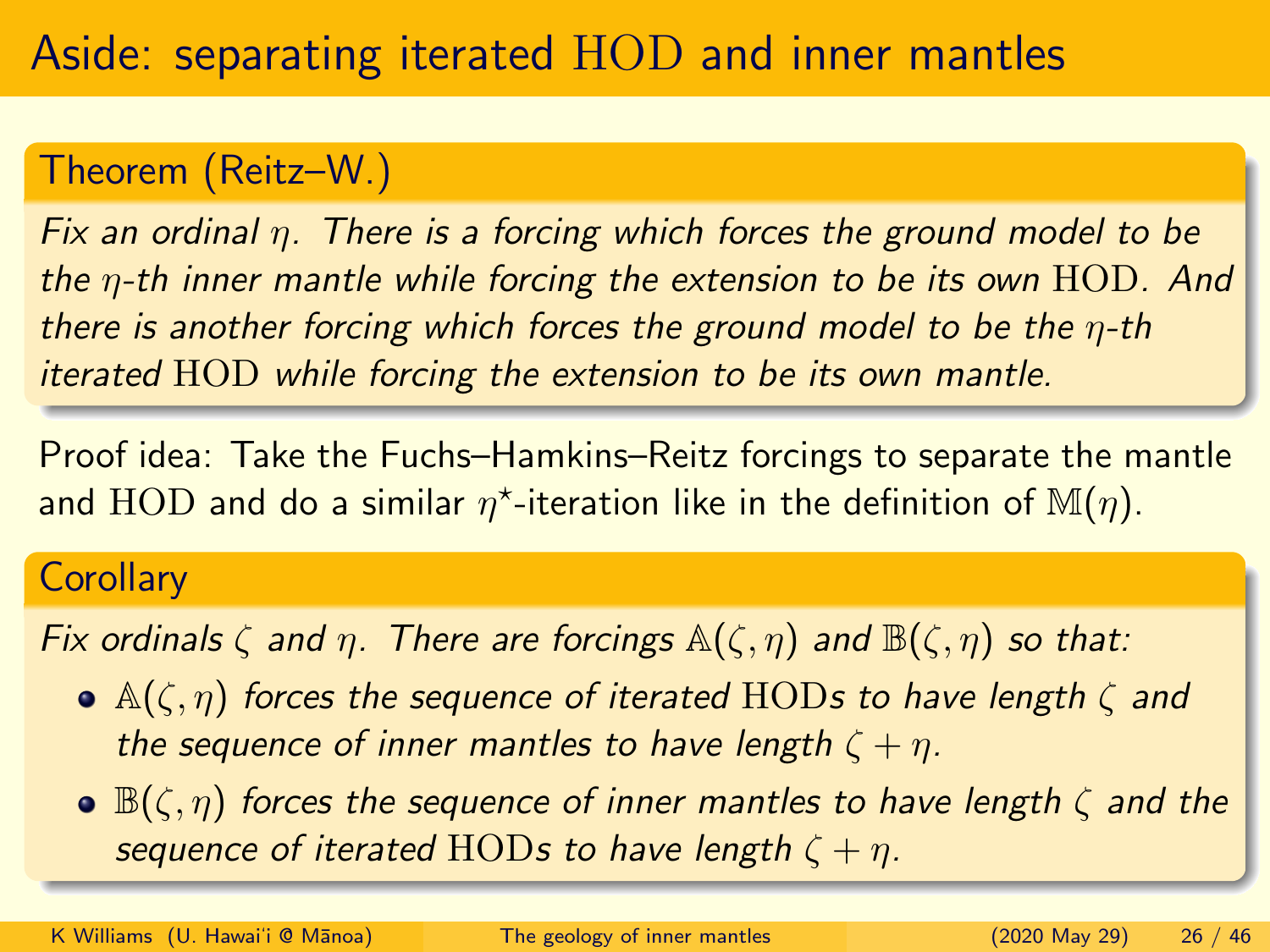# Aside: separating iterated $\mathrm{HOD}$ and inner mantles

## Theorem (Reitz–W.)

*Fix an ordinal $\eta$. There is a forcing which forces the ground model to be the $\eta$-th inner mantle while forcing the extension to be its own $\mathrm{HOD}$. And there is another forcing which forces the ground model to be the $\eta$-th iterated $\mathrm{HOD}$ while forcing the extension to be its own mantle.*

Proof idea: Take the Fuchs–Hamkins–Reitz forcings to separate the mantle and $\mathrm{HOD}$ and do a similar $\eta^\star$-iteration like in the definition of $\mathbb{M}(\eta)$.

## Corollary

*Fix ordinals $\zeta$ and $\eta$. There are forcings $\mathbb{A}(\zeta, \eta)$ and $\mathbb{B}(\zeta, \eta)$ so that:*

- *$\mathbb{A}(\zeta, \eta)$ forces the sequence of iterated $\mathrm{HOD}$s to have length $\zeta$ and the sequence of inner mantles to have length $\zeta + \eta$.*
- *$\mathbb{B}(\zeta, \eta)$ forces the sequence of inner mantles to have length $\zeta$ and the sequence of iterated $\mathrm{HOD}$s to have length $\zeta + \eta$.*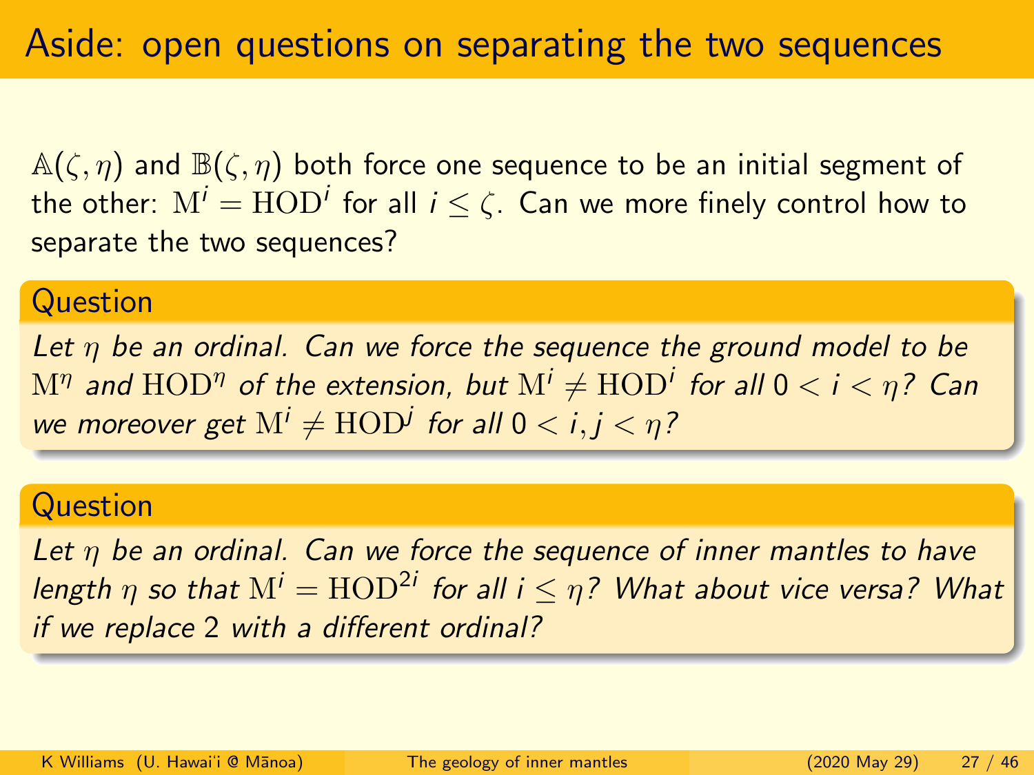# Aside: open questions on separating the two sequences

$\mathbb{A}(\zeta, \eta)$ and $\mathbb{B}(\zeta, \eta)$ both force one sequence to be an initial segment of the other: $\mathrm{M}^i = \mathrm{HOD}^i$ for all $i \leq \zeta$. Can we more finely control how to separate the two sequences?

### Question

*Let $\eta$ be an ordinal. Can we force the sequence the ground model to be $\mathrm{M}^\eta$ and $\mathrm{HOD}^\eta$ of the extension, but $\mathrm{M}^i \neq \mathrm{HOD}^i$ for all $0 < i < \eta$? Can we moreover get $\mathrm{M}^i \neq \mathrm{HOD}^j$ for all $0 < i, j < \eta$?*

### Question

*Let $\eta$ be an ordinal. Can we force the sequence of inner mantles to have length $\eta$ so that $\mathrm{M}^i = \mathrm{HOD}^{2i}$ for all $i \leq \eta$? What about vice versa? What if we replace 2 with a different ordinal?*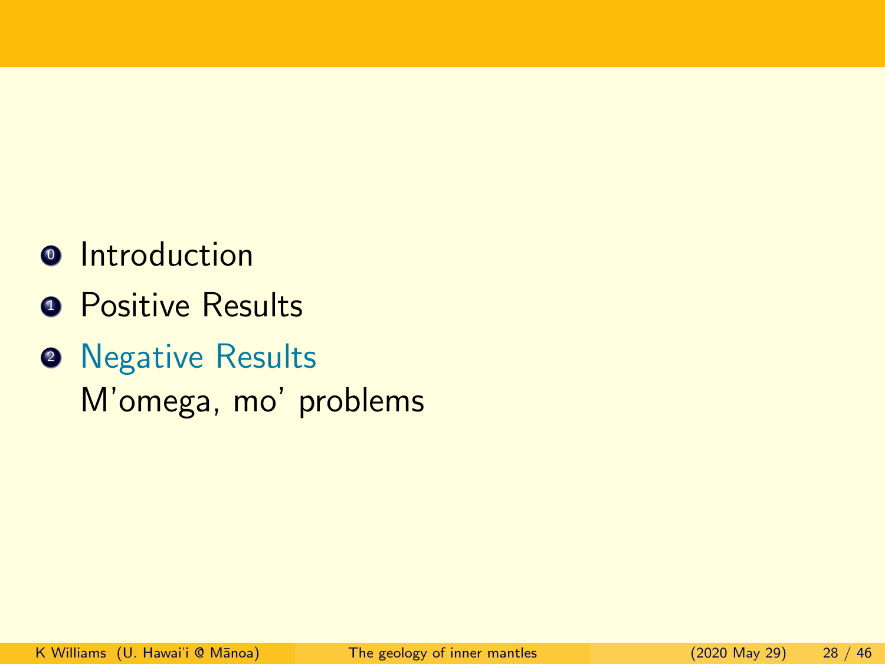0. Introduction
1. Positive Results
2. Negative Results

   M'omega, mo' problems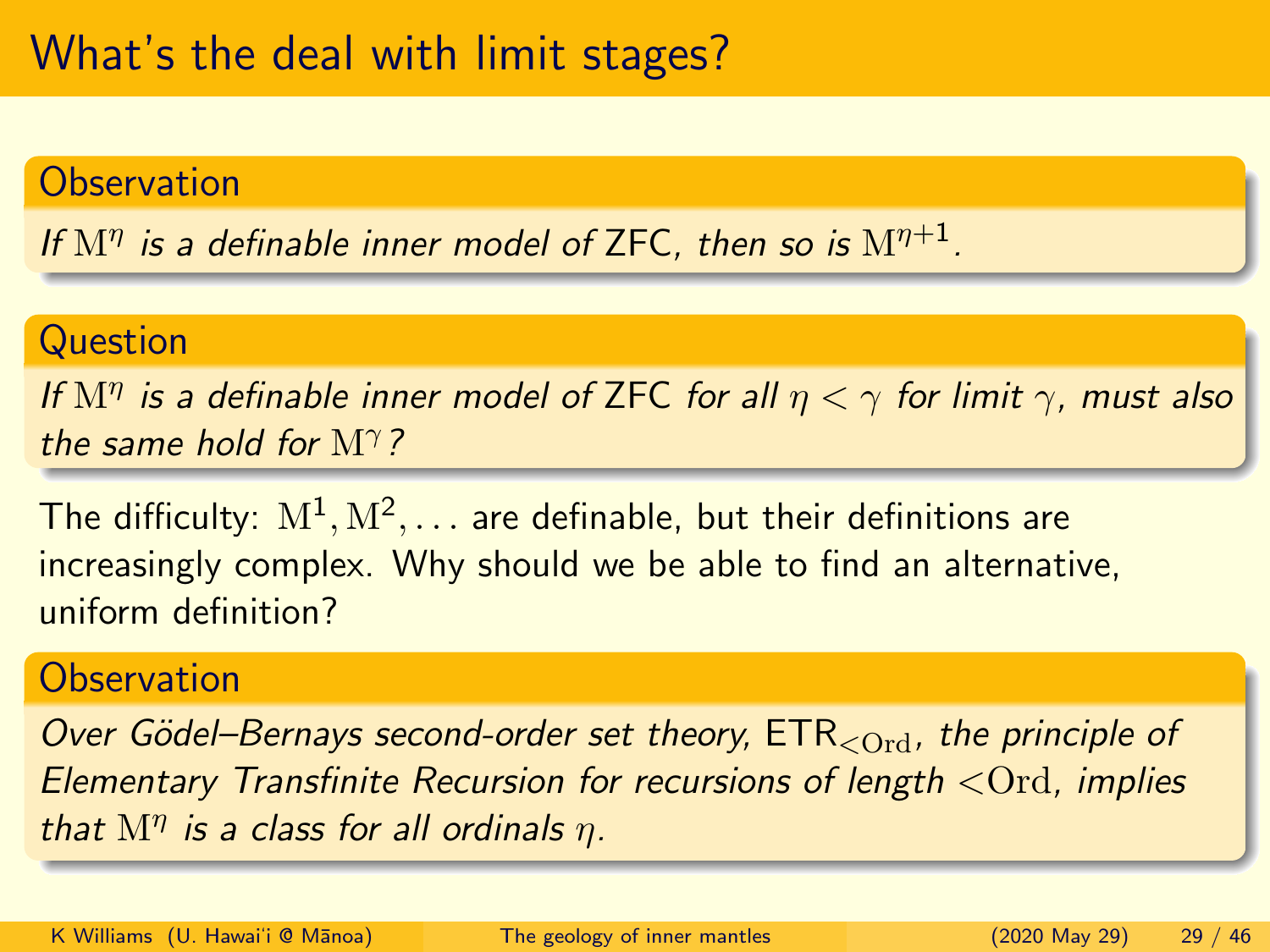# What's the deal with limit stages?

**Observation**

*If $\mathrm{M}^\eta$ is a definable inner model of* ZFC*, then so is $\mathrm{M}^{\eta+1}$.*

**Question**

*If $\mathrm{M}^\eta$ is a definable inner model of* ZFC *for all $\eta < \gamma$ for limit $\gamma$, must also the same hold for $\mathrm{M}^\gamma$?*

The difficulty: $\mathrm{M}^1, \mathrm{M}^2, \ldots$ are definable, but their definitions are increasingly complex. Why should we be able to find an alternative, uniform definition?

**Observation**

*Over Gödel–Bernays second-order set theory,* $\mathsf{ETR}_{<\mathrm{Ord}}$*, the principle of Elementary Transfinite Recursion for recursions of length $<\mathrm{Ord}$, implies that $\mathrm{M}^\eta$ is a class for all ordinals $\eta$.*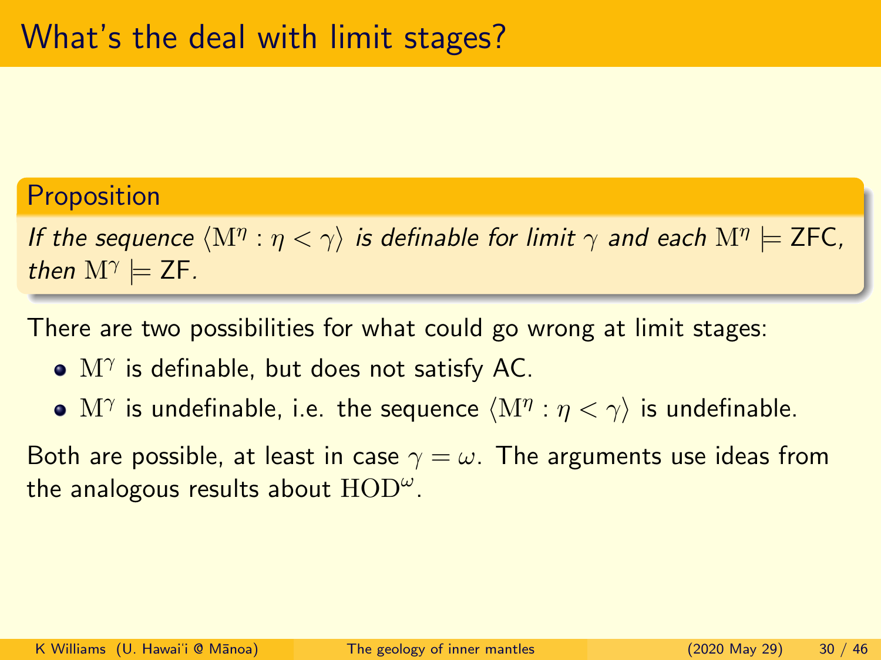# What's the deal with limit stages?

**Proposition**

*If the sequence $\langle \mathrm{M}^\eta : \eta < \gamma \rangle$ is definable for limit $\gamma$ and each $\mathrm{M}^\eta \models \mathsf{ZFC}$, then $\mathrm{M}^\gamma \models \mathsf{ZF}$.*

There are two possibilities for what could go wrong at limit stages:

- $\mathrm{M}^\gamma$ is definable, but does not satisfy AC.
- $\mathrm{M}^\gamma$ is undefinable, i.e. the sequence $\langle \mathrm{M}^\eta : \eta < \gamma \rangle$ is undefinable.

Both are possible, at least in case $\gamma = \omega$. The arguments use ideas from the analogous results about $\mathrm{HOD}^\omega$.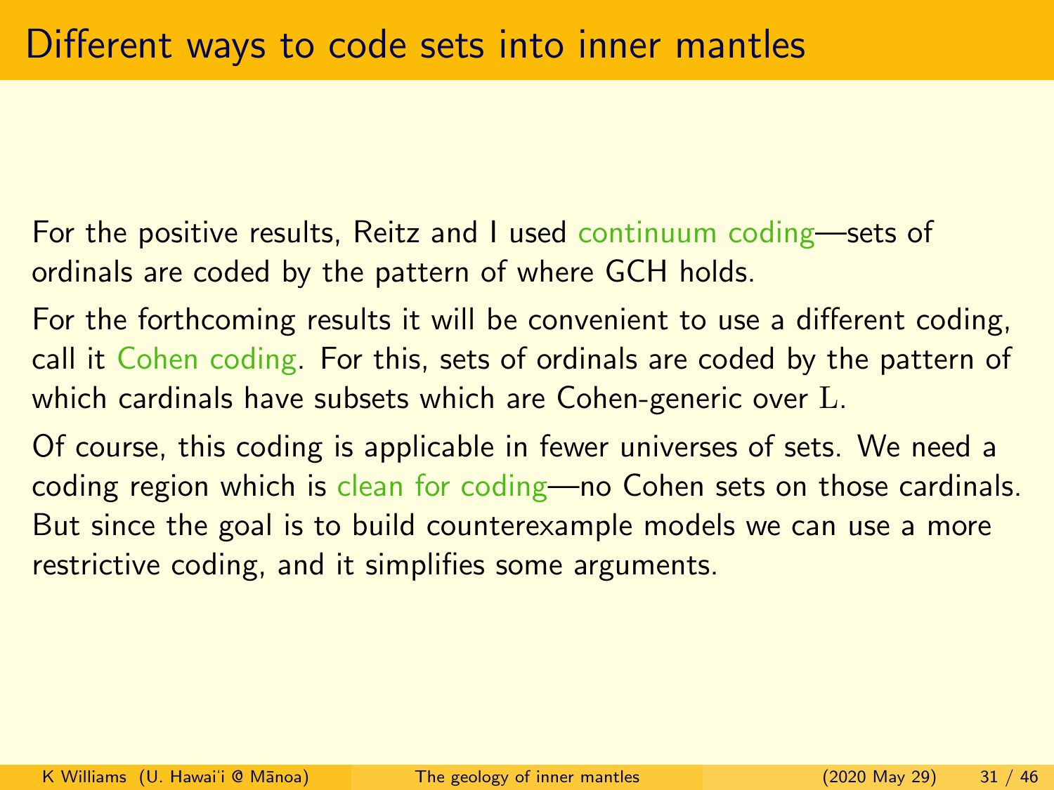# Different ways to code sets into inner mantles

For the positive results, Reitz and I used continuum coding—sets of ordinals are coded by the pattern of where GCH holds.

For the forthcoming results it will be convenient to use a different coding, call it Cohen coding. For this, sets of ordinals are coded by the pattern of which cardinals have subsets which are Cohen-generic over $\mathrm{L}$.

Of course, this coding is applicable in fewer universes of sets. We need a coding region which is clean for coding—no Cohen sets on those cardinals. But since the goal is to build counterexample models we can use a more restrictive coding, and it simplifies some arguments.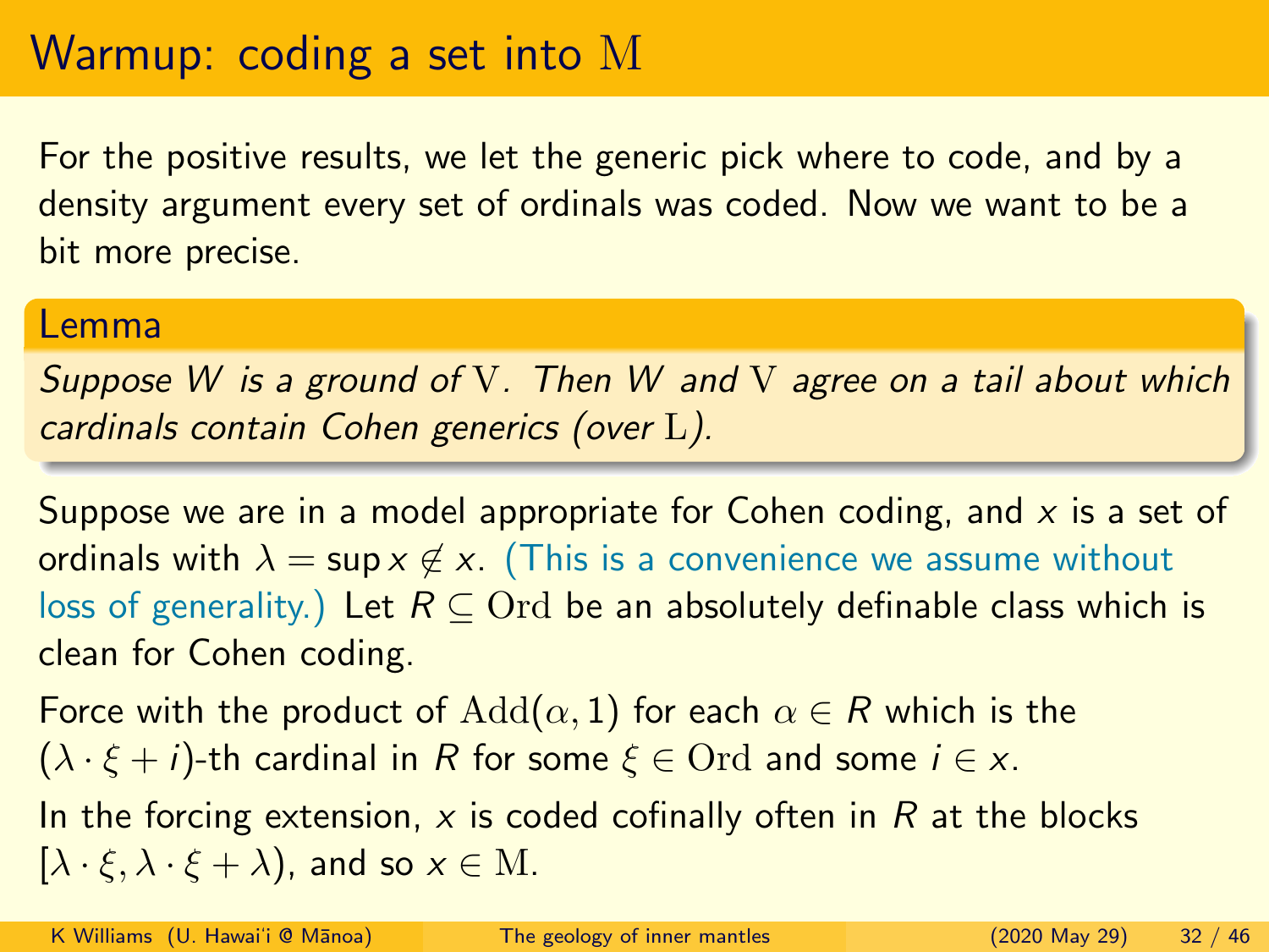# Warmup: coding a set into $\mathrm{M}$

For the positive results, we let the generic pick where to code, and by a density argument every set of ordinals was coded. Now we want to be a bit more precise.

**Lemma**

*Suppose $W$ is a ground of $\mathrm{V}$. Then $W$ and $\mathrm{V}$ agree on a tail about which cardinals contain Cohen generics (over $\mathrm{L}$).*

Suppose we are in a model appropriate for Cohen coding, and $x$ is a set of ordinals with $\lambda = \sup x \notin x$. (This is a convenience we assume without loss of generality.) Let $R \subseteq \mathrm{Ord}$ be an absolutely definable class which is clean for Cohen coding.

Force with the product of $\mathrm{Add}(\alpha, 1)$ for each $\alpha \in R$ which is the $(\lambda \cdot \xi + i)$-th cardinal in $R$ for some $\xi \in \mathrm{Ord}$ and some $i \in x$.

In the forcing extension, $x$ is coded cofinally often in $R$ at the blocks $[\lambda \cdot \xi, \lambda \cdot \xi + \lambda)$, and so $x \in \mathrm{M}$.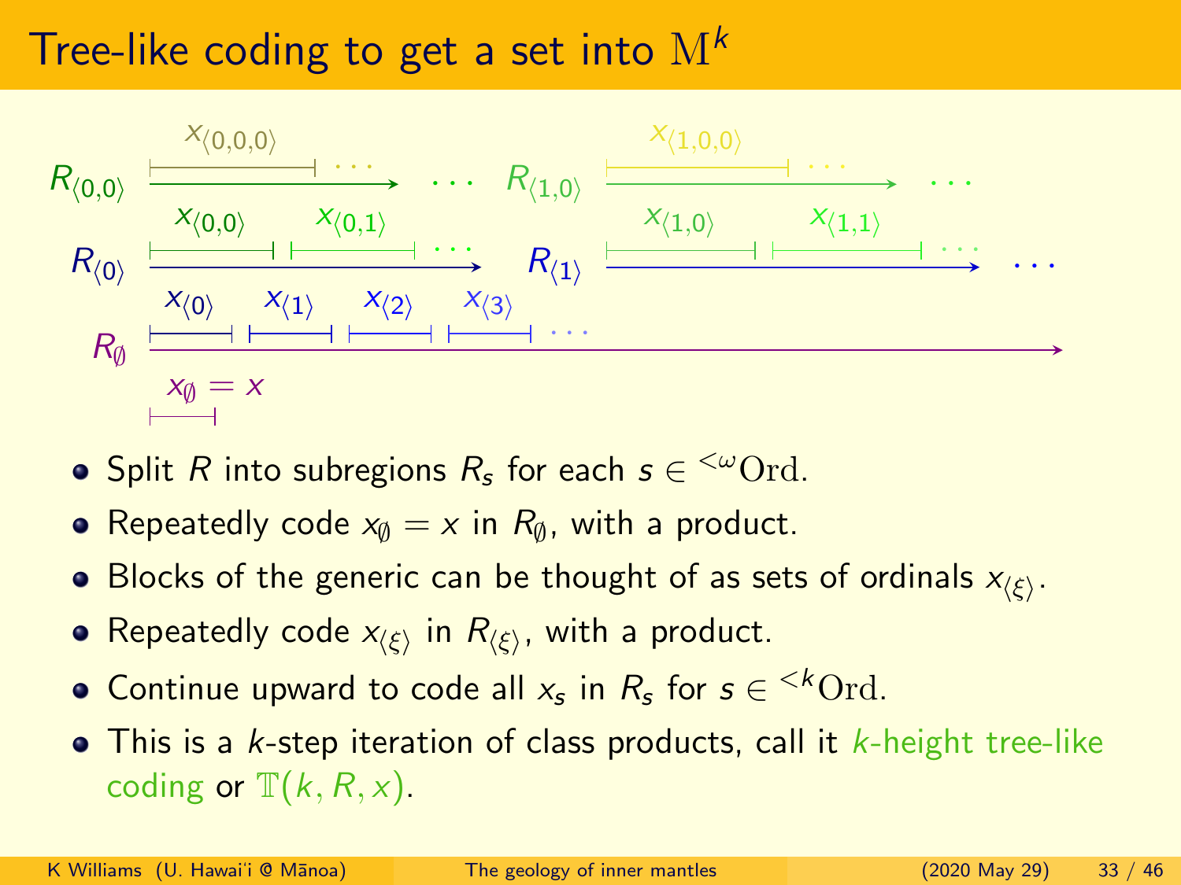# Tree-like coding to get a set into $\mathrm{M}^k$

- Split $R$ into subregions $R_s$ for each $s \in {}^{<\omega}\mathrm{Ord}$.
- Repeatedly code $x_\emptyset = x$ in $R_\emptyset$, with a product.
- Blocks of the generic can be thought of as sets of ordinals $x_{\langle \xi \rangle}$.
- Repeatedly code $x_{\langle \xi \rangle}$ in $R_{\langle \xi \rangle}$, with a product.
- Continue upward to code all $x_s$ in $R_s$ for $s \in {}^{<k}\mathrm{Ord}$.
- This is a $k$-step iteration of class products, call it $k$-height tree-like coding or $\mathbb{T}(k, R, x)$.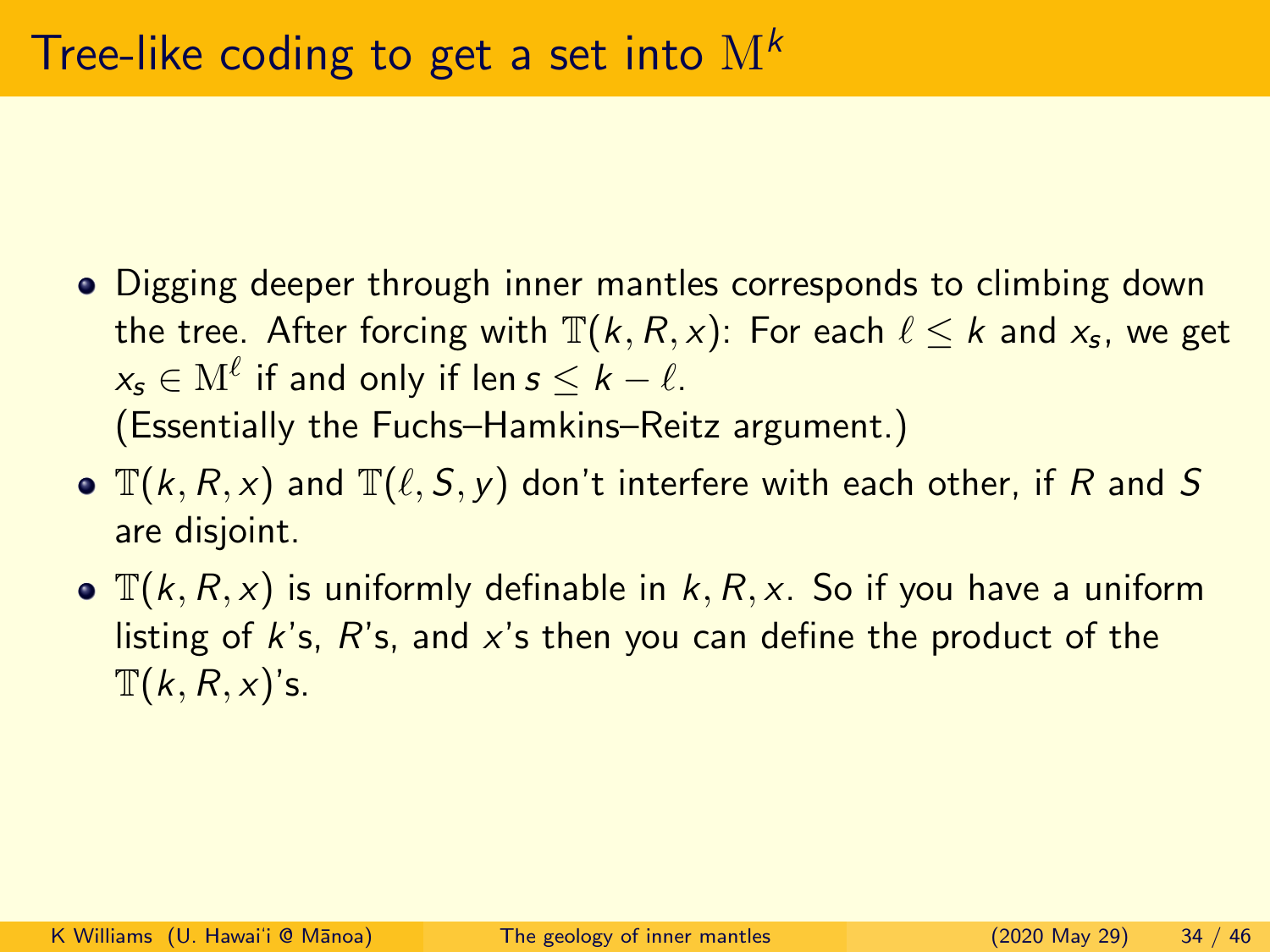# Tree-like coding to get a set into $\mathrm{M}^k$

- Digging deeper through inner mantles corresponds to climbing down the tree. After forcing with $\mathbb{T}(k, R, x)$: For each $\ell \leq k$ and $x_s$, we get $x_s \in \mathrm{M}^\ell$ if and only if $\operatorname{len} s \leq k - \ell$.
  (Essentially the Fuchs–Hamkins–Reitz argument.)
- $\mathbb{T}(k, R, x)$ and $\mathbb{T}(\ell, S, y)$ don't interfere with each other, if $R$ and $S$ are disjoint.
- $\mathbb{T}(k, R, x)$ is uniformly definable in $k, R, x$. So if you have a uniform listing of $k$'s, $R$'s, and $x$'s then you can define the product of the $\mathbb{T}(k, R, x)$'s.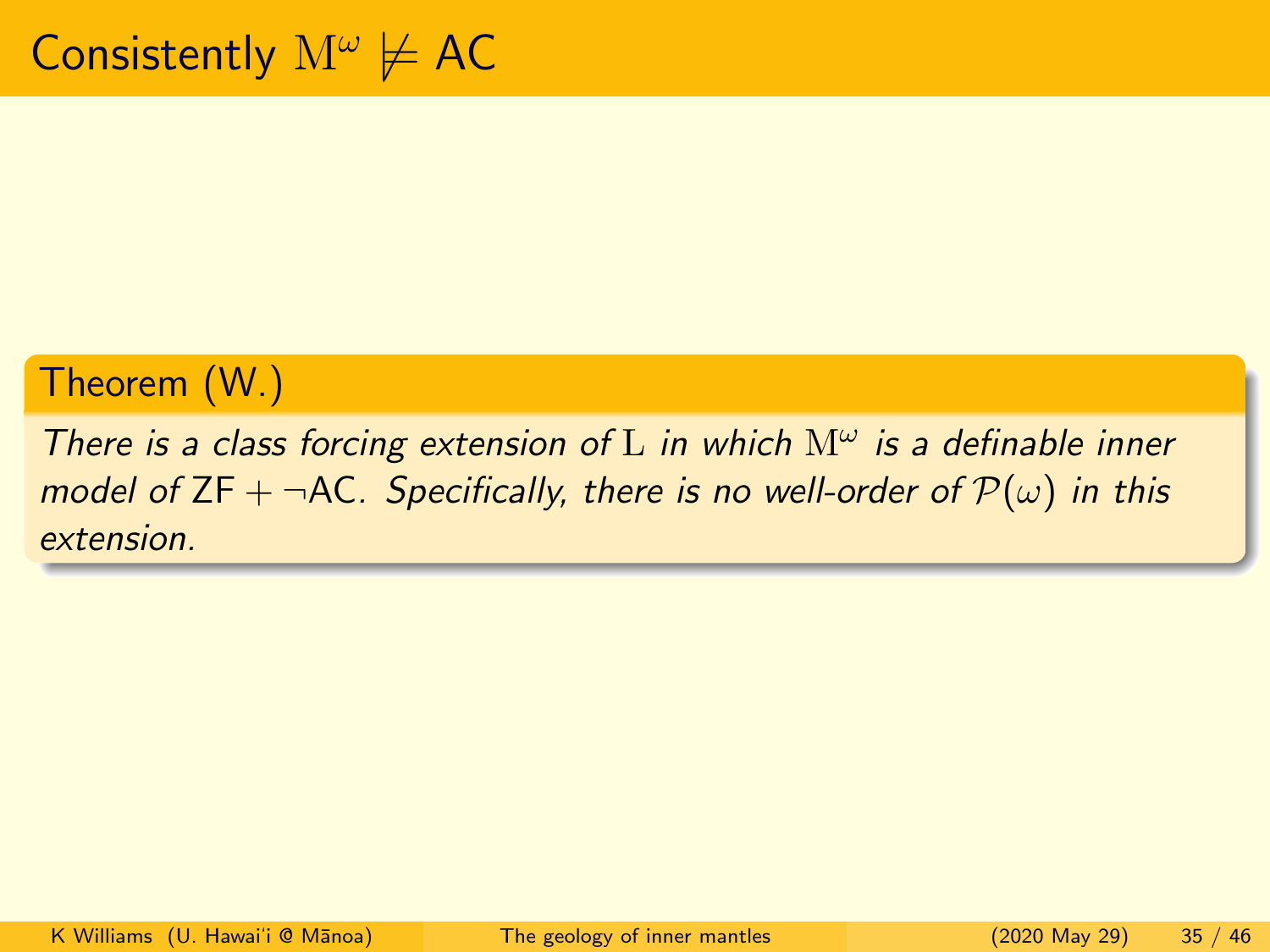# Consistently $\mathrm{M}^\omega \not\models$ AC

**Theorem (W.)**

*There is a class forcing extension of $\mathrm{L}$ in which $\mathrm{M}^\omega$ is a definable inner model of $\mathsf{ZF} + \neg\mathsf{AC}$. Specifically, there is no well-order of $\mathcal{P}(\omega)$ in this extension.*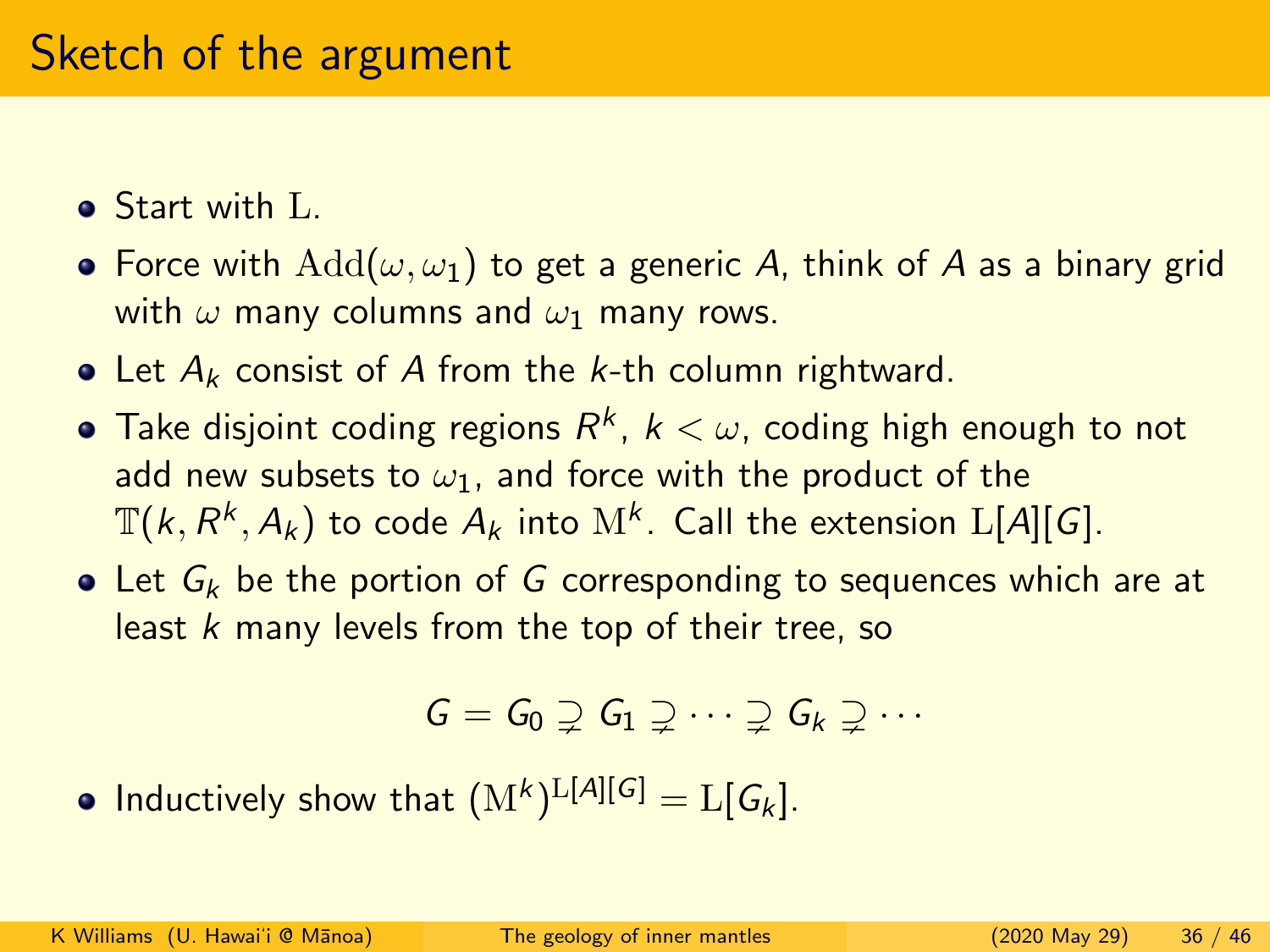# Sketch of the argument

- Start with $\mathrm{L}$.
- Force with $\mathrm{Add}(\omega, \omega_1)$ to get a generic $A$, think of $A$ as a binary grid with $\omega$ many columns and $\omega_1$ many rows.
- Let $A_k$ consist of $A$ from the $k$-th column rightward.
- Take disjoint coding regions $R^k$, $k < \omega$, coding high enough to not add new subsets to $\omega_1$, and force with the product of the $\mathbb{T}(k, R^k, A_k)$ to code $A_k$ into $\mathrm{M}^k$. Call the extension $\mathrm{L}[A][G]$.
- Let $G_k$ be the portion of $G$ corresponding to sequences which are at least $k$ many levels from the top of their tree, so

$$G = G_0 \supsetneq G_1 \supsetneq \cdots \supsetneq G_k \supsetneq \cdots$$

- Inductively show that $(\mathrm{M}^k)^{\mathrm{L}[A][G]} = \mathrm{L}[G_k]$.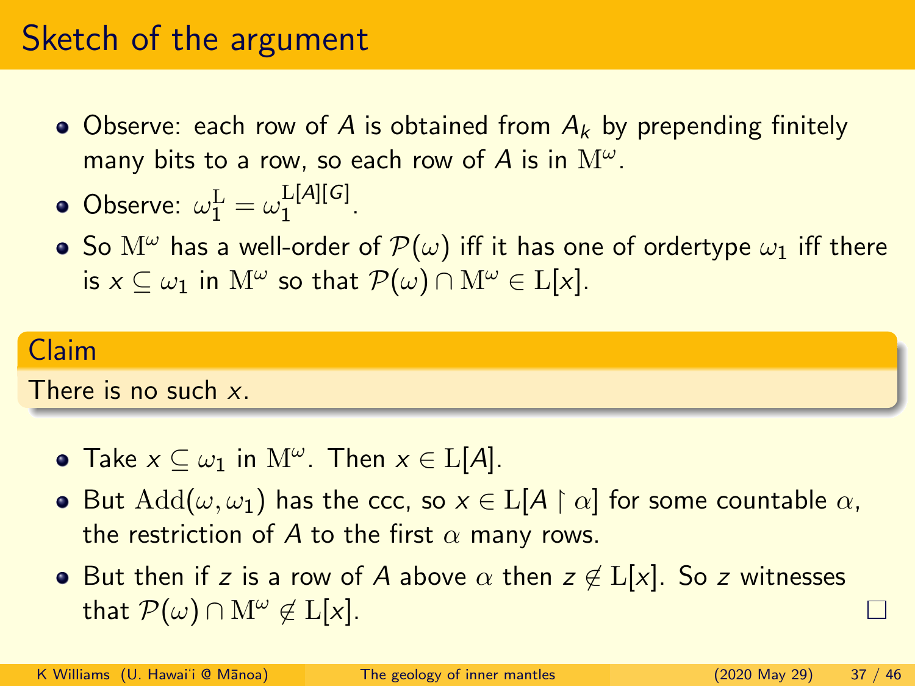# Sketch of the argument

- Observe: each row of $A$ is obtained from $A_k$ by prepending finitely many bits to a row, so each row of $A$ is in $\mathrm{M}^\omega$.
- Observe: $\omega_1^{\mathrm{L}} = \omega_1^{\mathrm{L}[A][G]}$.
- So $\mathrm{M}^\omega$ has a well-order of $\mathcal{P}(\omega)$ iff it has one of ordertype $\omega_1$ iff there is $x \subseteq \omega_1$ in $\mathrm{M}^\omega$ so that $\mathcal{P}(\omega) \cap \mathrm{M}^\omega \in \mathrm{L}[x]$.

**Claim**

There is no such $x$.

- Take $x \subseteq \omega_1$ in $\mathrm{M}^\omega$. Then $x \in \mathrm{L}[A]$.
- But $\mathrm{Add}(\omega, \omega_1)$ has the ccc, so $x \in \mathrm{L}[A \upharpoonright \alpha]$ for some countable $\alpha$, the restriction of $A$ to the first $\alpha$ many rows.
- But then if $z$ is a row of $A$ above $\alpha$ then $z \notin \mathrm{L}[x]$. So $z$ witnesses that $\mathcal{P}(\omega) \cap \mathrm{M}^\omega \notin \mathrm{L}[x]$. □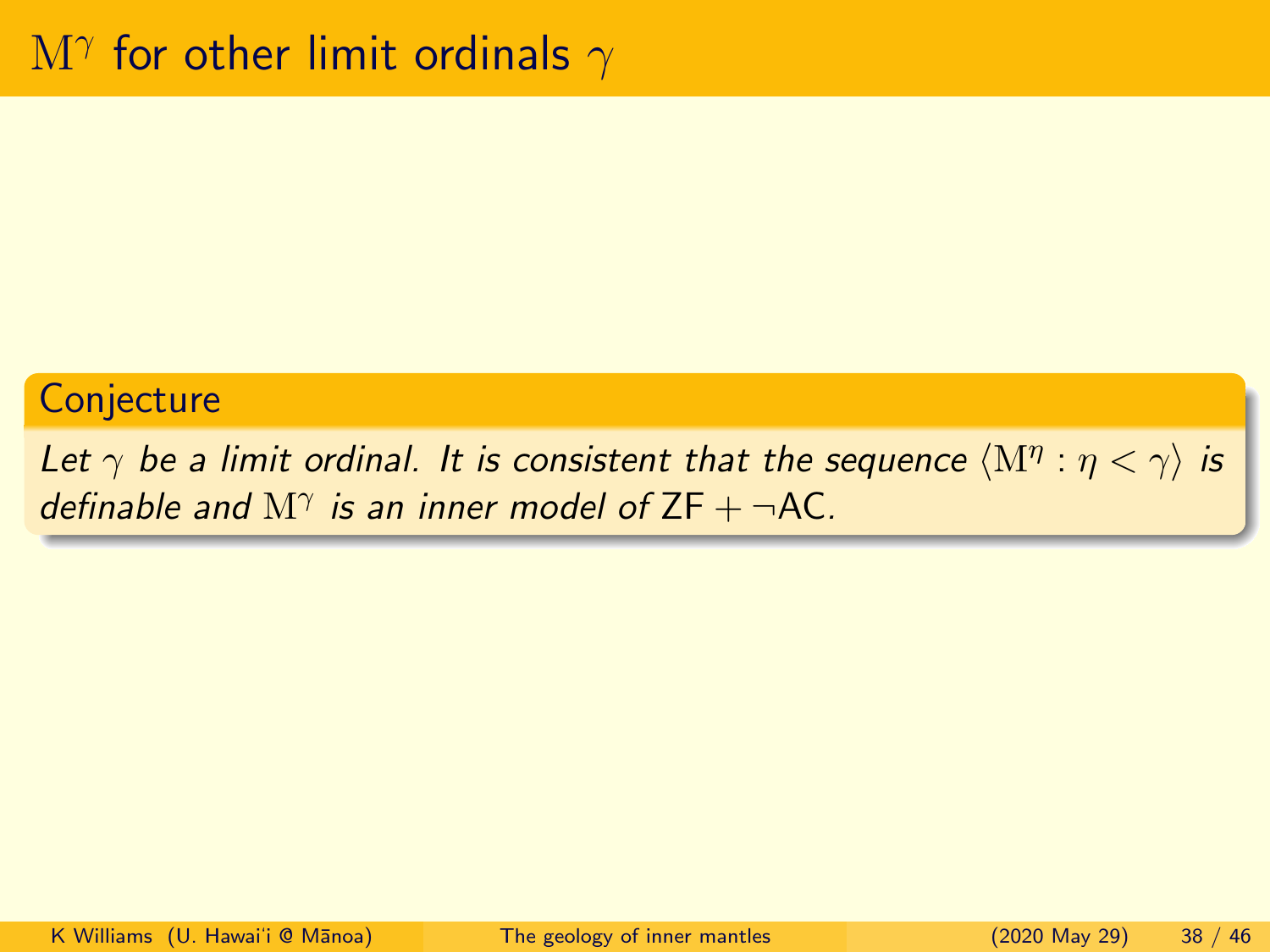# $\mathrm{M}^\gamma$ for other limit ordinals $\gamma$

**Conjecture**

*Let $\gamma$ be a limit ordinal. It is consistent that the sequence $\langle \mathrm{M}^\eta : \eta < \gamma \rangle$ is definable and $\mathrm{M}^\gamma$ is an inner model of $\mathsf{ZF} + \neg\mathsf{AC}$.*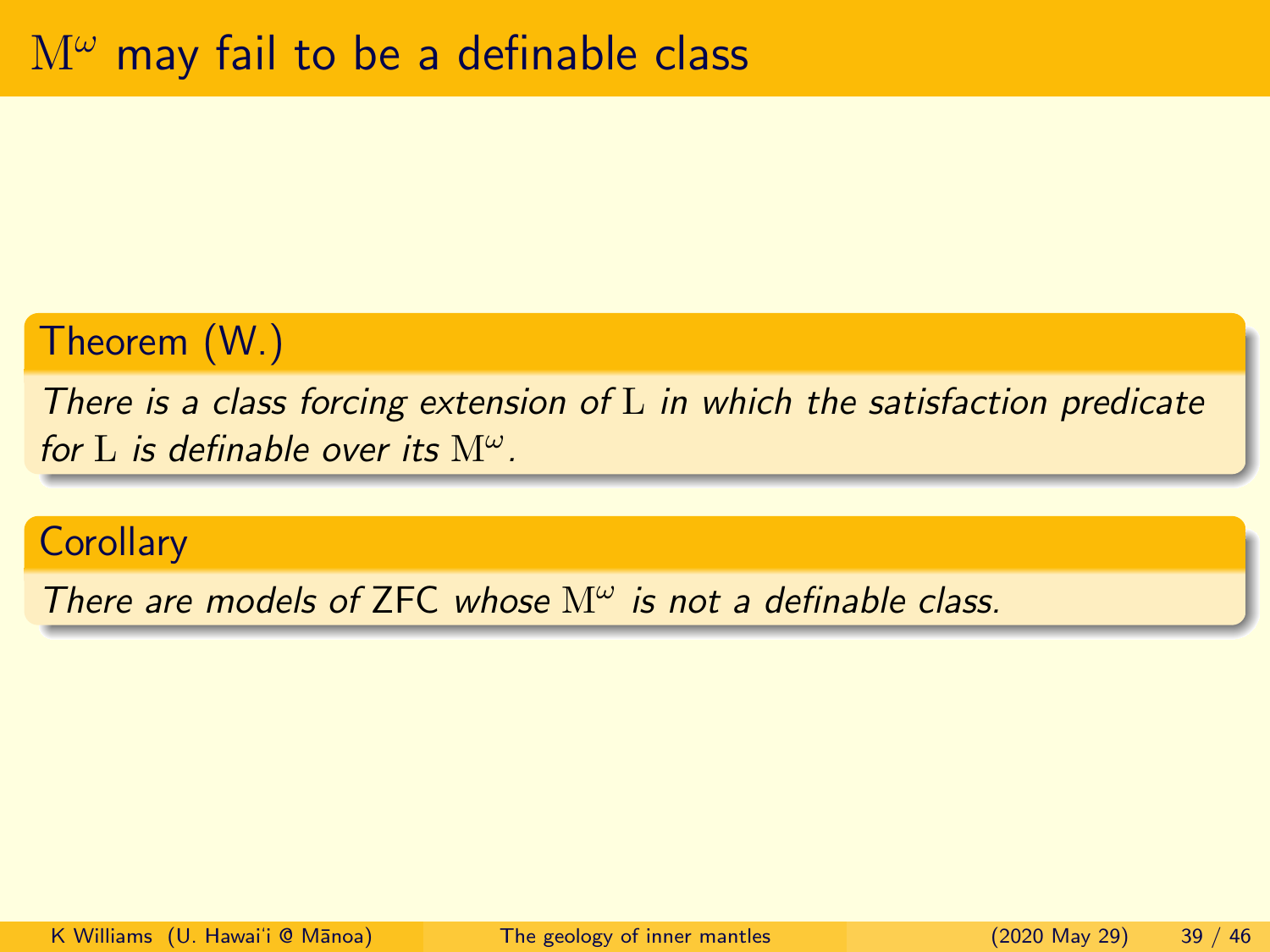# $\mathrm{M}^\omega$ may fail to be a definable class

**Theorem (W.)**

*There is a class forcing extension of $\mathrm{L}$ in which the satisfaction predicate for $\mathrm{L}$ is definable over its $\mathrm{M}^\omega$.*

**Corollary**

*There are models of* ZFC *whose $\mathrm{M}^\omega$ is not a definable class.*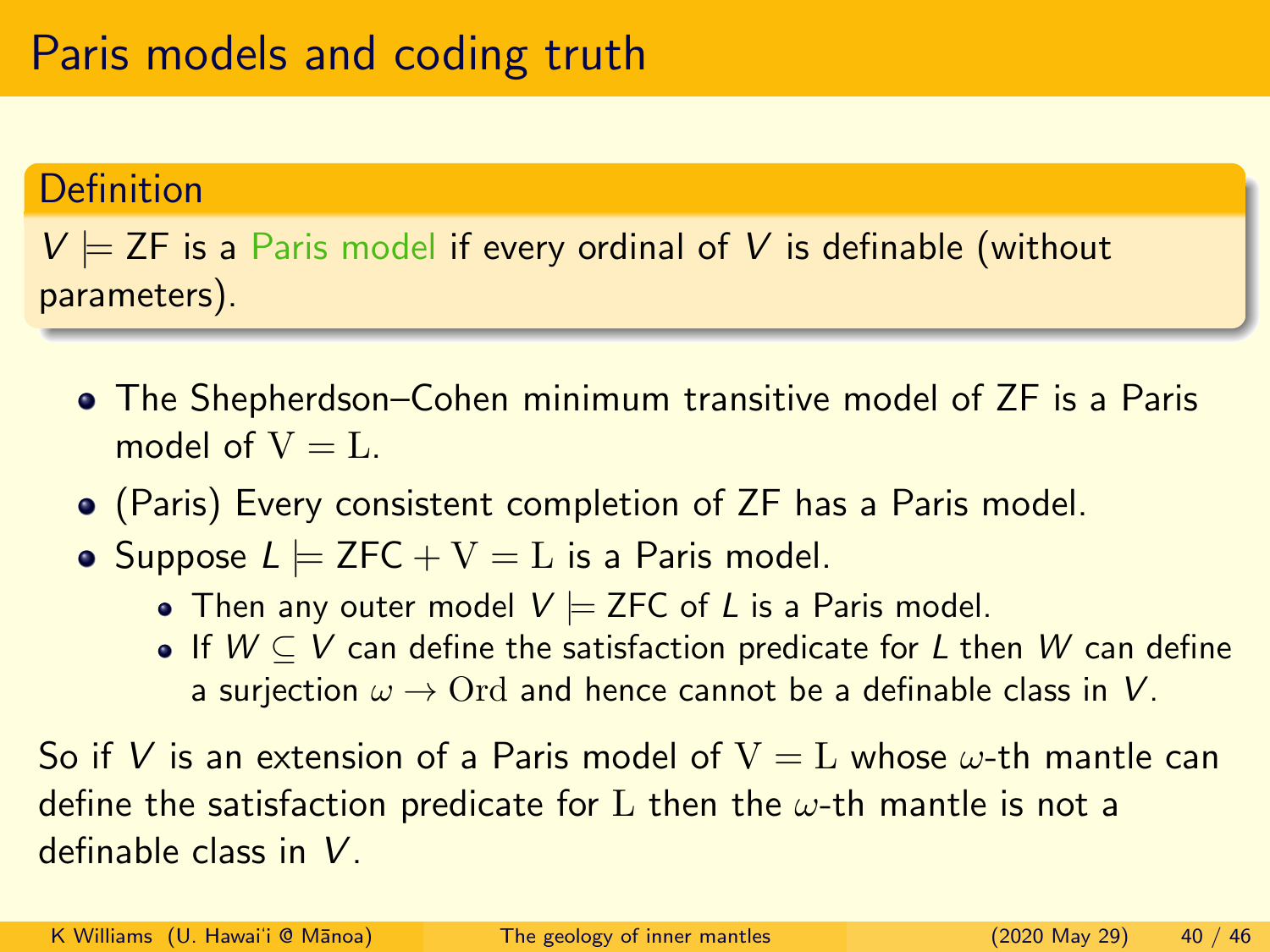# Paris models and coding truth

**Definition**

$V \models \mathsf{ZF}$ is a Paris model if every ordinal of $V$ is definable (without parameters).

- The Shepherdson–Cohen minimum transitive model of ZF is a Paris model of $\mathrm{V} = \mathrm{L}$.
- (Paris) Every consistent completion of ZF has a Paris model.
- Suppose $L \models \mathsf{ZFC} + \mathrm{V} = \mathrm{L}$ is a Paris model.
  - Then any outer model $V \models \mathsf{ZFC}$ of $L$ is a Paris model.
  - If $W \subseteq V$ can define the satisfaction predicate for $L$ then $W$ can define a surjection $\omega \to \mathrm{Ord}$ and hence cannot be a definable class in $V$.

So if $V$ is an extension of a Paris model of $\mathrm{V} = \mathrm{L}$ whose $\omega$-th mantle can define the satisfaction predicate for $\mathrm{L}$ then the $\omega$-th mantle is not a definable class in $V$.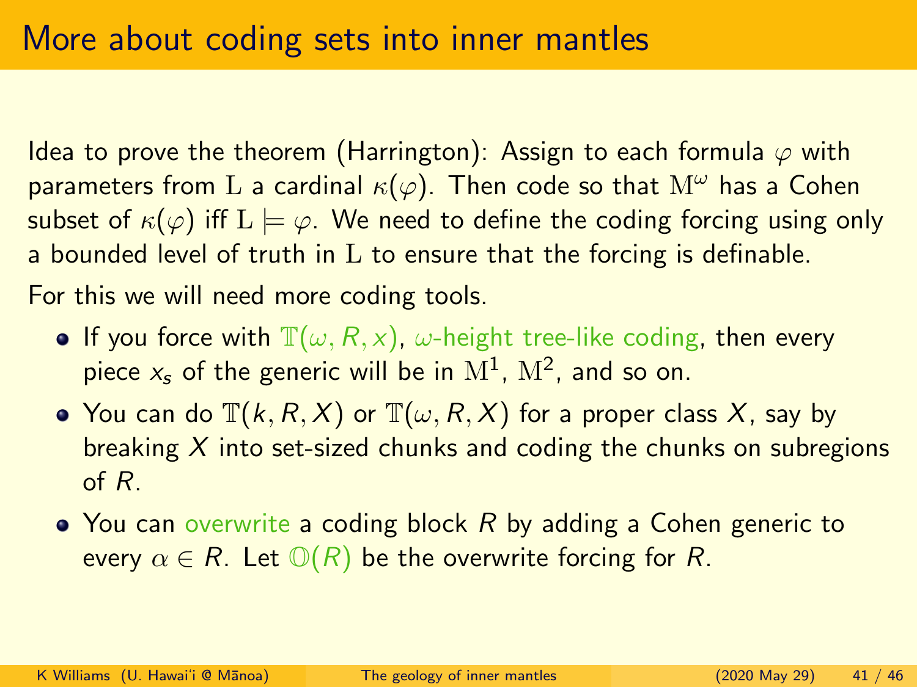# More about coding sets into inner mantles

Idea to prove the theorem (Harrington): Assign to each formula $\varphi$ with parameters from $\mathrm{L}$ a cardinal $\kappa(\varphi)$. Then code so that $\mathrm{M}^\omega$ has a Cohen subset of $\kappa(\varphi)$ iff $\mathrm{L} \models \varphi$. We need to define the coding forcing using only a bounded level of truth in $\mathrm{L}$ to ensure that the forcing is definable.

For this we will need more coding tools.

- If you force with $\mathbb{T}(\omega, R, x)$, $\omega$-height tree-like coding, then every piece $x_s$ of the generic will be in $\mathrm{M}^1$, $\mathrm{M}^2$, and so on.
- You can do $\mathbb{T}(k, R, X)$ or $\mathbb{T}(\omega, R, X)$ for a proper class $X$, say by breaking $X$ into set-sized chunks and coding the chunks on subregions of $R$.
- You can overwrite a coding block $R$ by adding a Cohen generic to every $\alpha \in R$. Let $\mathbb{O}(R)$ be the overwrite forcing for $R$.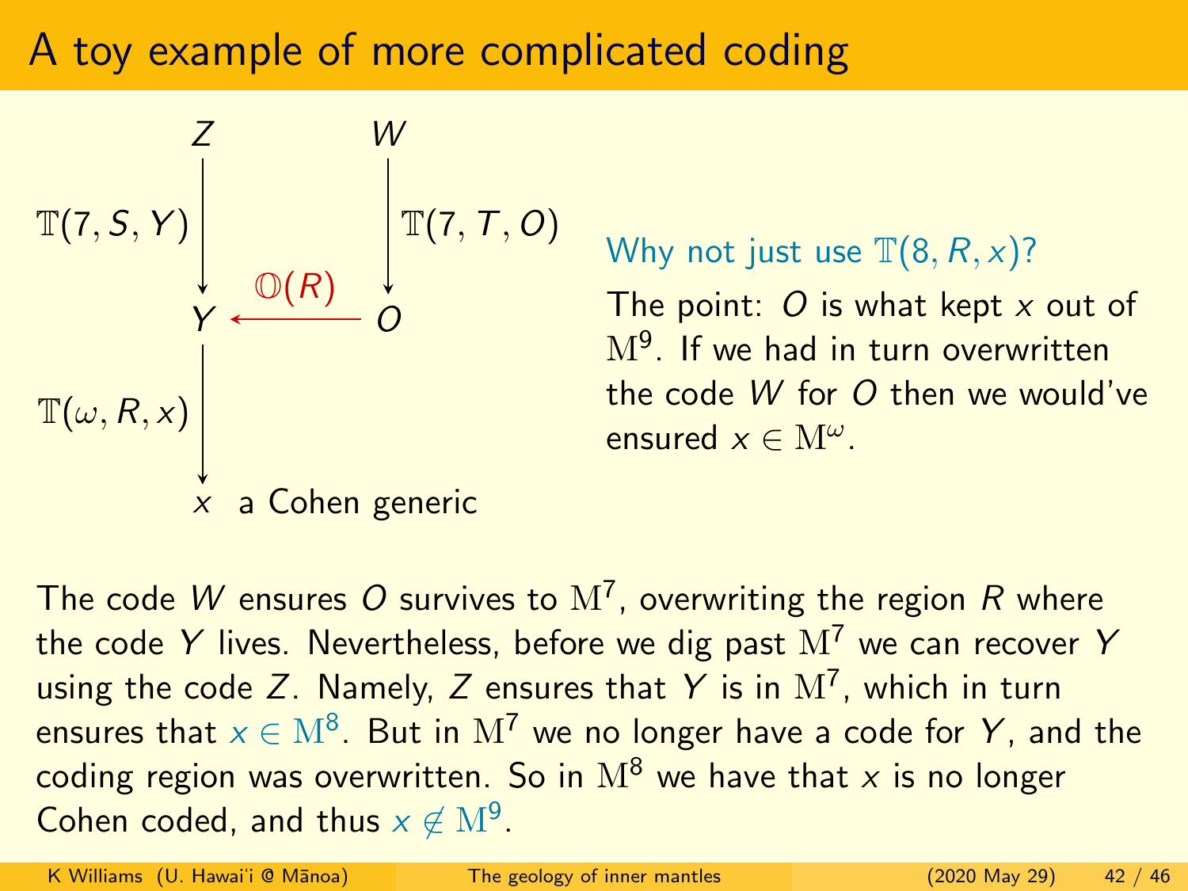# A toy example of more complicated coding

$$
\begin{array}{ccc}
Z & & W \\
\downarrow \scriptstyle{\mathbb{T}(7,S,Y)} & & \downarrow \scriptstyle{\mathbb{T}(7,T,O)} \\
Y & \xleftarrow{\mathbb{O}(R)} & O \\
\downarrow \scriptstyle{\mathbb{T}(\omega,R,x)} & & \\
x \text{ a Cohen generic} & &
\end{array}
$$

**Why not just use $\mathbb{T}(8, R, x)$?**

The point: $O$ is what kept $x$ out of $\mathrm{M}^9$. If we had in turn overwritten the code $W$ for $O$ then we would've ensured $x \in \mathrm{M}^\omega$.

The code $W$ ensures $O$ survives to $\mathrm{M}^7$, overwriting the region $R$ where the code $Y$ lives. Nevertheless, before we dig past $\mathrm{M}^7$ we can recover $Y$ using the code $Z$. Namely, $Z$ ensures that $Y$ is in $\mathrm{M}^7$, which in turn ensures that $x \in \mathrm{M}^8$. But in $\mathrm{M}^7$ we no longer have a code for $Y$, and the coding region was overwritten. So in $\mathrm{M}^8$ we have that $x$ is no longer Cohen coded, and thus $x \notin \mathrm{M}^9$.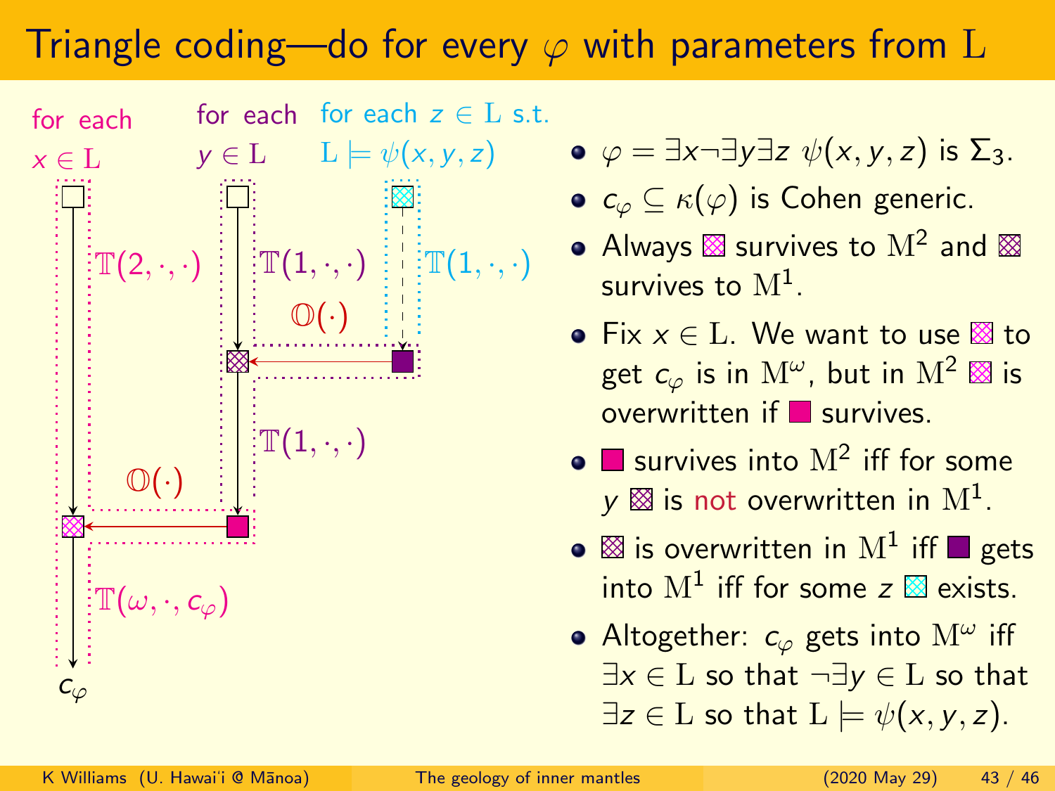# Triangle coding—do for every $\varphi$ with parameters from $\mathrm{L}$

for each $x \in \mathrm{L}$

for each $y \in \mathrm{L}$

for each $z \in \mathrm{L}$ s.t. $\mathrm{L} \models \psi(x, y, z)$

$\mathbb{T}(2, \cdot, \cdot)$

$\mathbb{T}(1, \cdot, \cdot)$

$\mathbb{T}(1, \cdot, \cdot)$

$\mathbb{O}(\cdot)$

$\mathbb{T}(1, \cdot, \cdot)$

$\mathbb{O}(\cdot)$

$\mathbb{T}(\omega, \cdot, c_\varphi)$

$c_\varphi$

- $\varphi = \exists x \neg \exists y \exists z\ \psi(x, y, z)$ is $\Sigma_3$.
- $c_\varphi \subseteq \kappa(\varphi)$ is Cohen generic.
- Always ▨ survives to $\mathrm{M}^2$ and ▨ survives to $\mathrm{M}^1$.
- Fix $x \in \mathrm{L}$. We want to use ▨ to get $c_\varphi$ is in $\mathrm{M}^\omega$, but in $\mathrm{M}^2$ ▨ is overwritten if ■ survives.
- ■ survives into $\mathrm{M}^2$ iff for some $y$ ▨ is not overwritten in $\mathrm{M}^1$.
- ▨ is overwritten in $\mathrm{M}^1$ iff ■ gets into $\mathrm{M}^1$ iff for some $z$ ▨ exists.
- Altogether: $c_\varphi$ gets into $\mathrm{M}^\omega$ iff $\exists x \in \mathrm{L}$ so that $\neg \exists y \in \mathrm{L}$ so that $\exists z \in \mathrm{L}$ so that $\mathrm{L} \models \psi(x, y, z)$.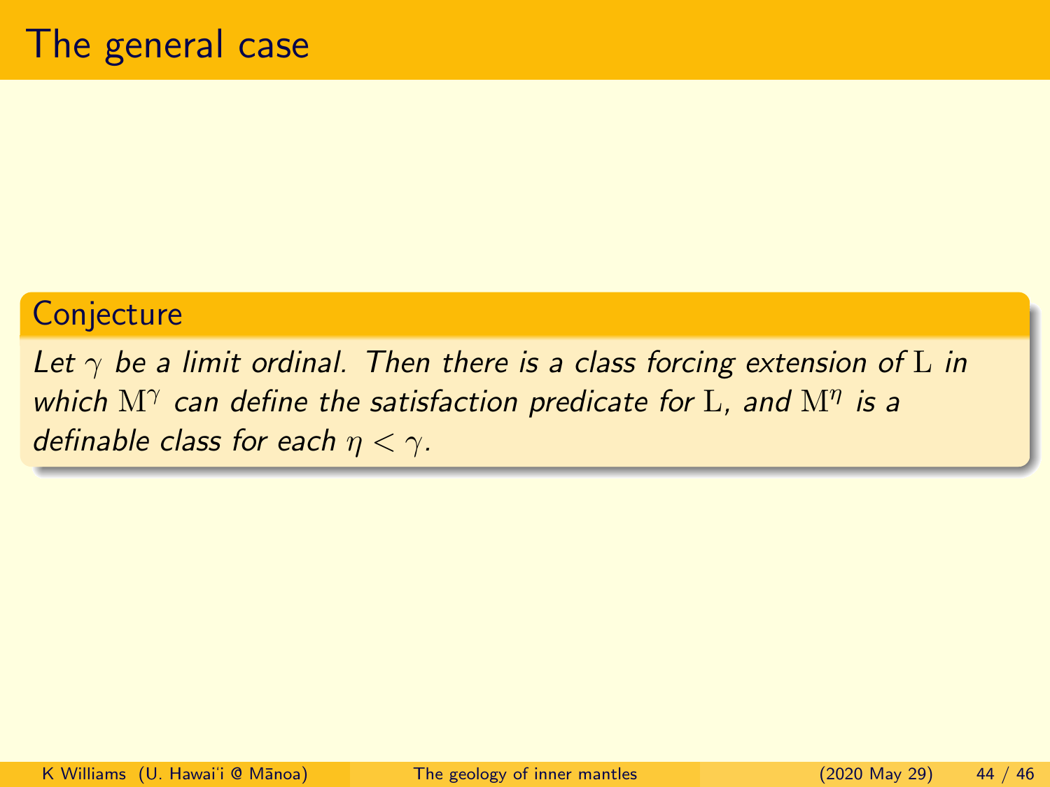# The general case

**Conjecture**

*Let $\gamma$ be a limit ordinal. Then there is a class forcing extension of $\mathrm{L}$ in which $\mathrm{M}^\gamma$ can define the satisfaction predicate for $\mathrm{L}$, and $\mathrm{M}^\eta$ is a definable class for each $\eta < \gamma$.*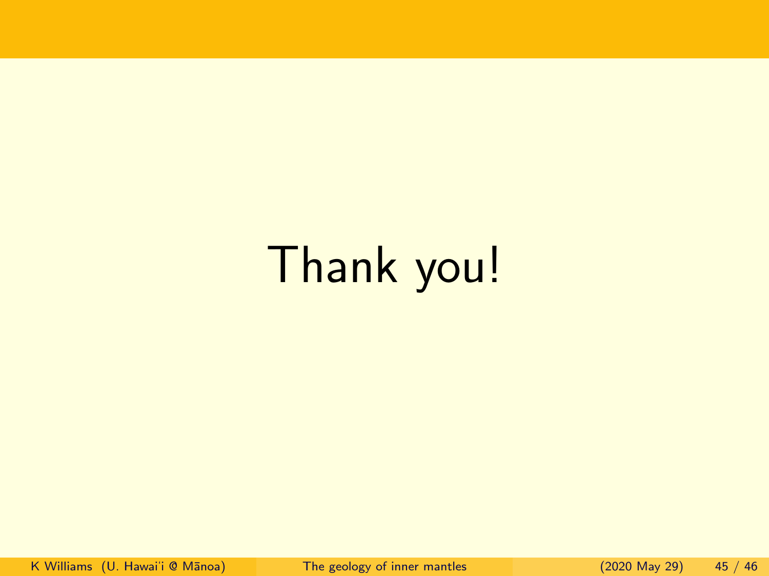Thank you!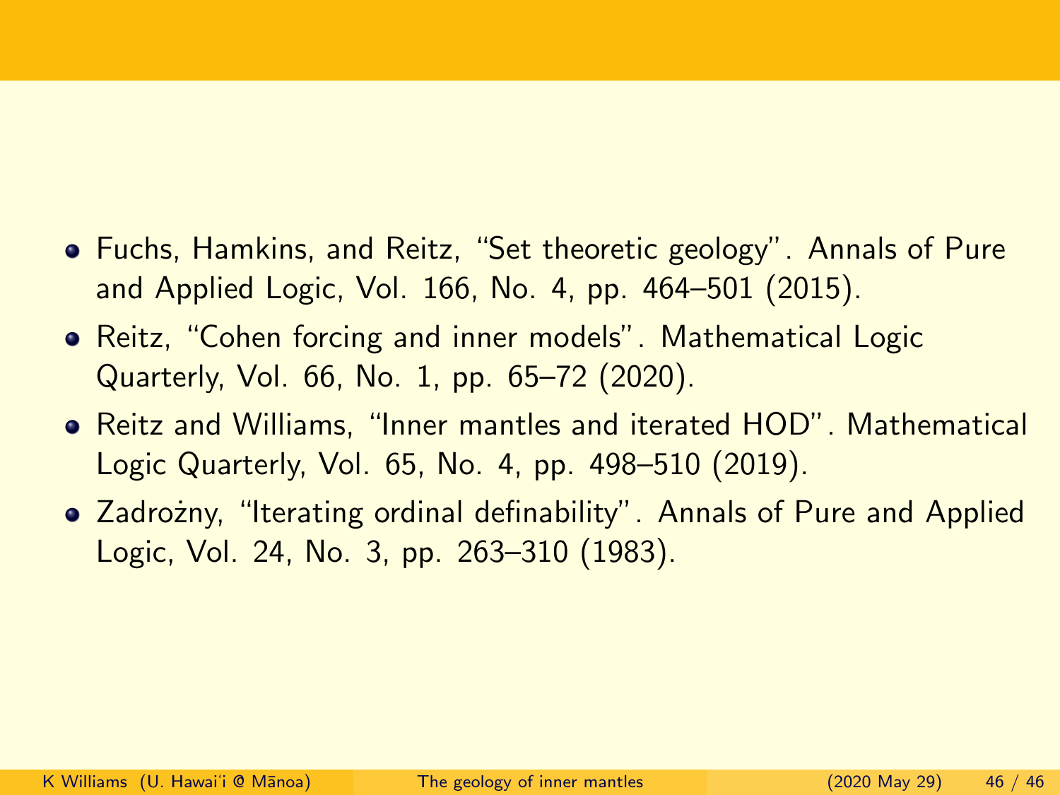- Fuchs, Hamkins, and Reitz, "Set theoretic geology". Annals of Pure and Applied Logic, Vol. 166, No. 4, pp. 464–501 (2015).
- Reitz, "Cohen forcing and inner models". Mathematical Logic Quarterly, Vol. 66, No. 1, pp. 65–72 (2020).
- Reitz and Williams, "Inner mantles and iterated HOD". Mathematical Logic Quarterly, Vol. 65, No. 4, pp. 498–510 (2019).
- Zadrożny, "Iterating ordinal definability". Annals of Pure and Applied Logic, Vol. 24, No. 3, pp. 263–310 (1983).